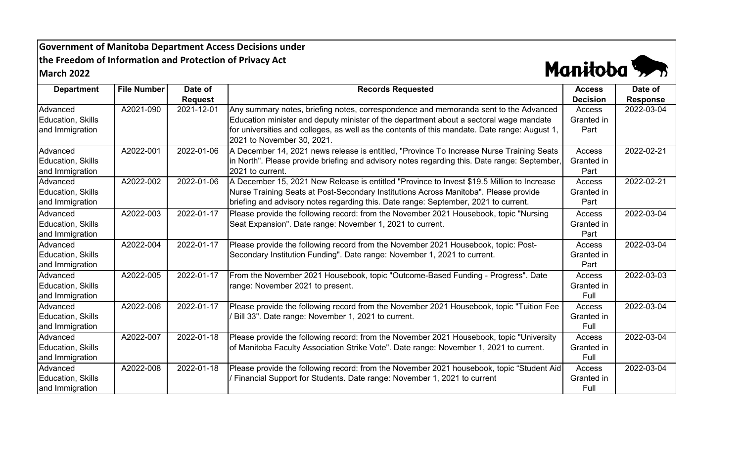**Government of Manitoba Department Access Decisions under the Freedom of Information and Protection of Privacy Act**
**March 2022**

| Department | File Number | Date of Request | Records Requested | Access Decision | Date of Response |
|---|---|---|---|---|---|
| Advanced Education, Skills and Immigration | A2021-090 | 2021-12-01 | Any summary notes, briefing notes, correspondence and memoranda sent to the Advanced Education minister and deputy minister of the department about a sectoral wage mandate for universities and colleges, as well as the contents of this mandate. Date range: August 1, 2021 to November 30, 2021. | Access Granted in Part | 2022-03-04 |
| Advanced Education, Skills and Immigration | A2022-001 | 2022-01-06 | A December 14, 2021 news release is entitled, "Province To Increase Nurse Training Seats in North". Please provide briefing and advisory notes regarding this. Date range: September, 2021 to current. | Access Granted in Part | 2022-02-21 |
| Advanced Education, Skills and Immigration | A2022-002 | 2022-01-06 | A December 15, 2021 New Release is entitled "Province to Invest $19.5 Million to Increase Nurse Training Seats at Post-Secondary Institutions Across Manitoba". Please provide briefing and advisory notes regarding this. Date range: September, 2021 to current. | Access Granted in Part | 2022-02-21 |
| Advanced Education, Skills and Immigration | A2022-003 | 2022-01-17 | Please provide the following record: from the November 2021 Housebook, topic "Nursing Seat Expansion". Date range: November 1, 2021 to current. | Access Granted in Part | 2022-03-04 |
| Advanced Education, Skills and Immigration | A2022-004 | 2022-01-17 | Please provide the following record from the November 2021 Housebook, topic: Post-Secondary Institution Funding". Date range: November 1, 2021 to current. | Access Granted in Part | 2022-03-04 |
| Advanced Education, Skills and Immigration | A2022-005 | 2022-01-17 | From the November 2021 Housebook, topic "Outcome-Based Funding - Progress". Date range: November 2021 to present. | Access Granted in Full | 2022-03-03 |
| Advanced Education, Skills and Immigration | A2022-006 | 2022-01-17 | Please provide the following record from the November 2021 Housebook, topic "Tuition Fee / Bill 33". Date range: November 1, 2021 to current. | Access Granted in Full | 2022-03-04 |
| Advanced Education, Skills and Immigration | A2022-007 | 2022-01-18 | Please provide the following record: from the November 2021 Housebook, topic "University of Manitoba Faculty Association Strike Vote". Date range: November 1, 2021 to current. | Access Granted in Full | 2022-03-04 |
| Advanced Education, Skills and Immigration | A2022-008 | 2022-01-18 | Please provide the following record: from the November 2021 housebook, topic "Student Aid / Financial Support for Students. Date range: November 1, 2021 to current | Access Granted in Full | 2022-03-04 |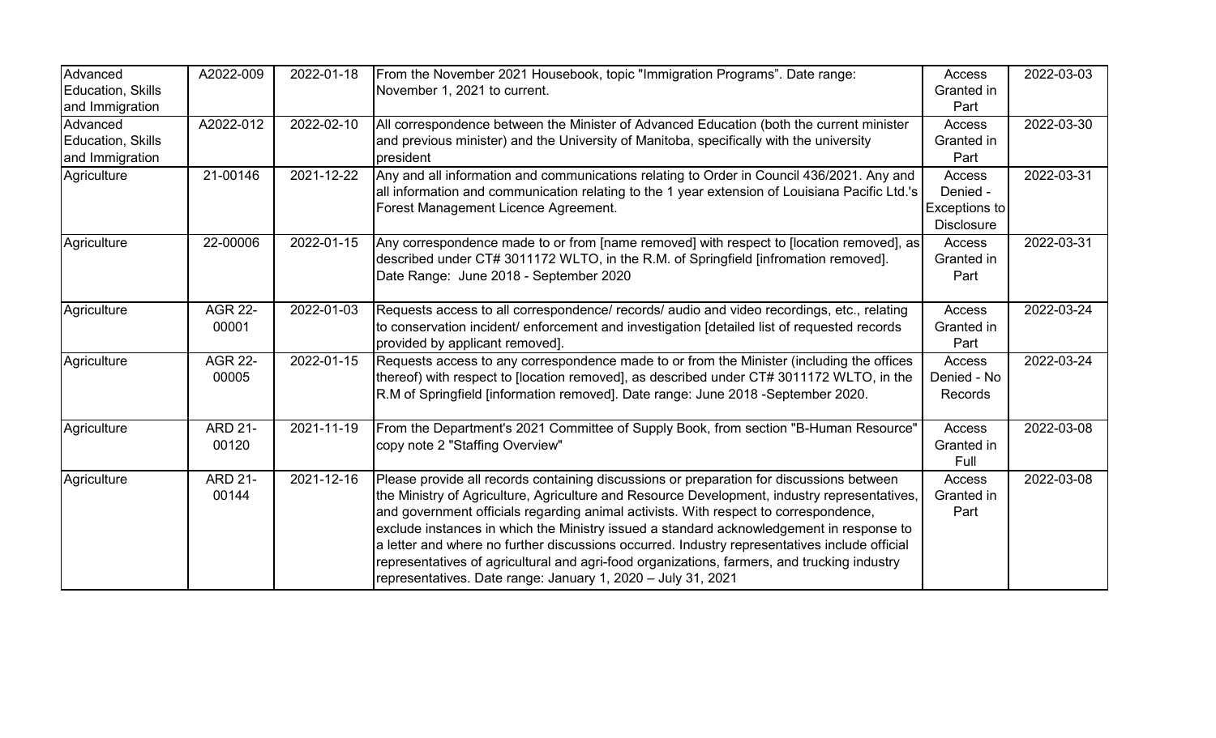| Advanced Education, Skills and Immigration | A2022-009 | 2022-01-18 | From the November 2021 Housebook, topic "Immigration Programs". Date range: November 1, 2021 to current. | Access Granted in Part | 2022-03-03 |
|---|---|---|---|---|---|
| Advanced Education, Skills and Immigration | A2022-012 | 2022-02-10 | All correspondence between the Minister of Advanced Education (both the current minister and previous minister) and the University of Manitoba, specifically with the university president | Access Granted in Part | 2022-03-30 |
| Agriculture | 21-00146 | 2021-12-22 | Any and all information and communications relating to Order in Council 436/2021. Any and all information and communication relating to the 1 year extension of Louisiana Pacific Ltd.'s Forest Management Licence Agreement. | Access Denied - Exceptions to Disclosure | 2022-03-31 |
| Agriculture | 22-00006 | 2022-01-15 | Any correspondence made to or from [name removed] with respect to [location removed], as described under CT# 3011172 WLTO, in the R.M. of Springfield [infromation removed]. Date Range: June 2018 - September 2020 | Access Granted in Part | 2022-03-31 |
| Agriculture | AGR 22-00001 | 2022-01-03 | Requests access to all correspondence/ records/ audio and video recordings, etc., relating to conservation incident/ enforcement and investigation [detailed list of requested records provided by applicant removed]. | Access Granted in Part | 2022-03-24 |
| Agriculture | AGR 22-00005 | 2022-01-15 | Requests access to any correspondence made to or from the Minister (including the offices thereof) with respect to [location removed], as described under CT# 3011172 WLTO, in the R.M of Springfield [information removed]. Date range: June 2018 -September 2020. | Access Denied - No Records | 2022-03-24 |
| Agriculture | ARD 21-00120 | 2021-11-19 | From the Department's 2021 Committee of Supply Book, from section "B-Human Resource" copy note 2 "Staffing Overview" | Access Granted in Full | 2022-03-08 |
| Agriculture | ARD 21-00144 | 2021-12-16 | Please provide all records containing discussions or preparation for discussions between the Ministry of Agriculture, Agriculture and Resource Development, industry representatives, and government officials regarding animal activists. With respect to correspondence, exclude instances in which the Ministry issued a standard acknowledgement in response to a letter and where no further discussions occurred. Industry representatives include official representatives of agricultural and agri-food organizations, farmers, and trucking industry representatives. Date range: January 1, 2020 – July 31, 2021 | Access Granted in Part | 2022-03-08 |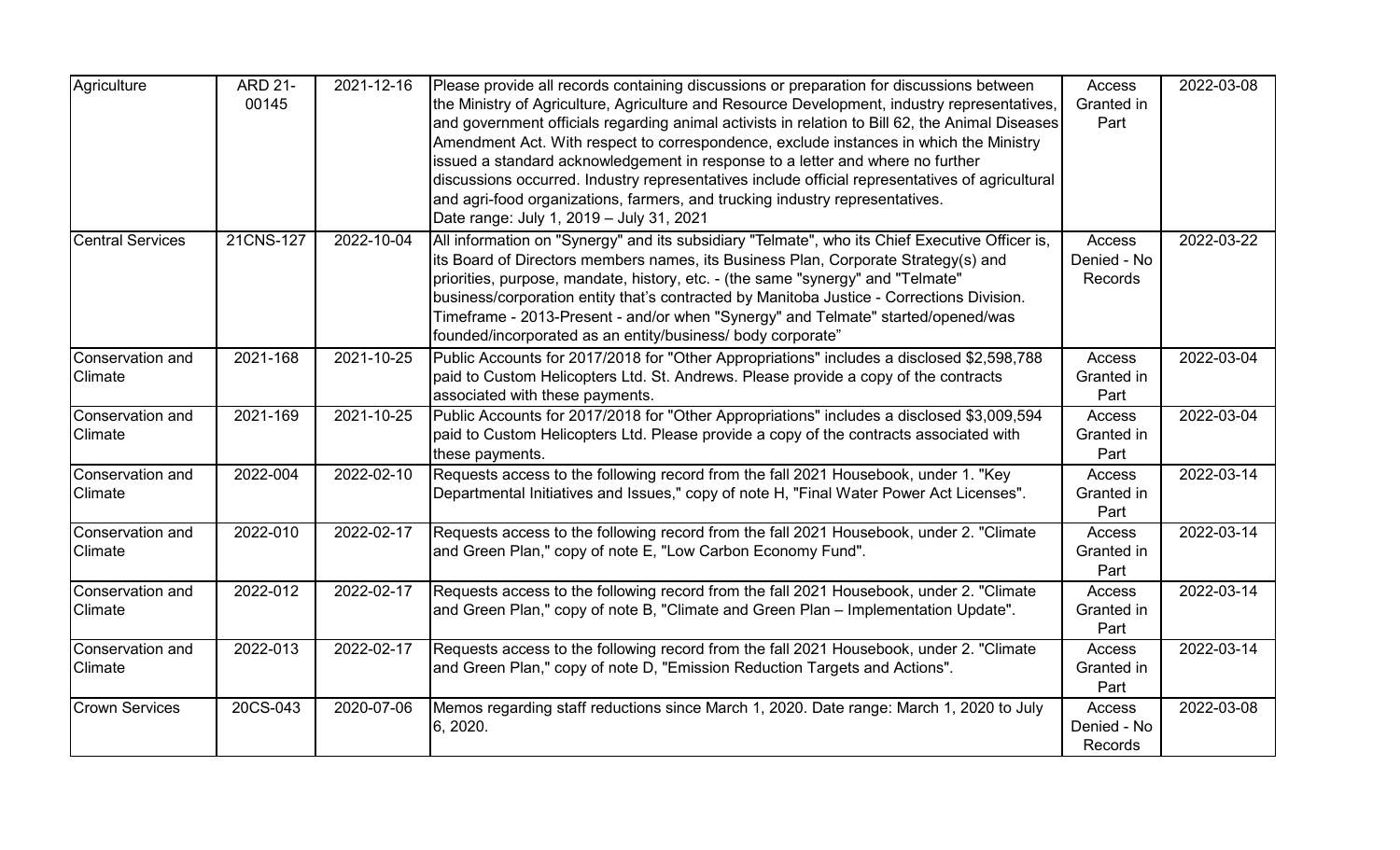| Agriculture | ARD 21-00145 | 2021-12-16 | Please provide all records containing discussions or preparation for discussions between the Ministry of Agriculture, Agriculture and Resource Development, industry representatives, and government officials regarding animal activists in relation to Bill 62, the Animal Diseases Amendment Act. With respect to correspondence, exclude instances in which the Ministry issued a standard acknowledgement in response to a letter and where no further discussions occurred. Industry representatives include official representatives of agricultural and agri-food organizations, farmers, and trucking industry representatives. Date range: July 1, 2019 – July 31, 2021 | Access Granted in Part | 2022-03-08 |
|---|---|---|---|---|---|
| Central Services | 21CNS-127 | 2022-10-04 | All information on "Synergy" and its subsidiary "Telmate", who its Chief Executive Officer is, its Board of Directors members names, its Business Plan, Corporate Strategy(s) and priorities, purpose, mandate, history, etc. - (the same "synergy" and "Telmate" business/corporation entity that's contracted by Manitoba Justice - Corrections Division. Timeframe - 2013-Present - and/or when "Synergy" and Telmate" started/opened/was founded/incorporated as an entity/business/ body corporate" | Access Denied - No Records | 2022-03-22 |
| Conservation and Climate | 2021-168 | 2021-10-25 | Public Accounts for 2017/2018 for "Other Appropriations" includes a disclosed $2,598,788 paid to Custom Helicopters Ltd. St. Andrews. Please provide a copy of the contracts associated with these payments. | Access Granted in Part | 2022-03-04 |
| Conservation and Climate | 2021-169 | 2021-10-25 | Public Accounts for 2017/2018 for "Other Appropriations" includes a disclosed $3,009,594 paid to Custom Helicopters Ltd. Please provide a copy of the contracts associated with these payments. | Access Granted in Part | 2022-03-04 |
| Conservation and Climate | 2022-004 | 2022-02-10 | Requests access to the following record from the fall 2021 Housebook, under 1. "Key Departmental Initiatives and Issues," copy of note H, "Final Water Power Act Licenses". | Access Granted in Part | 2022-03-14 |
| Conservation and Climate | 2022-010 | 2022-02-17 | Requests access to the following record from the fall 2021 Housebook, under 2. "Climate and Green Plan," copy of note E, "Low Carbon Economy Fund". | Access Granted in Part | 2022-03-14 |
| Conservation and Climate | 2022-012 | 2022-02-17 | Requests access to the following record from the fall 2021 Housebook, under 2. "Climate and Green Plan," copy of note B, "Climate and Green Plan – Implementation Update". | Access Granted in Part | 2022-03-14 |
| Conservation and Climate | 2022-013 | 2022-02-17 | Requests access to the following record from the fall 2021 Housebook, under 2. "Climate and Green Plan," copy of note D, "Emission Reduction Targets and Actions". | Access Granted in Part | 2022-03-14 |
| Crown Services | 20CS-043 | 2020-07-06 | Memos regarding staff reductions since March 1, 2020. Date range: March 1, 2020 to July 6, 2020. | Access Denied - No Records | 2022-03-08 |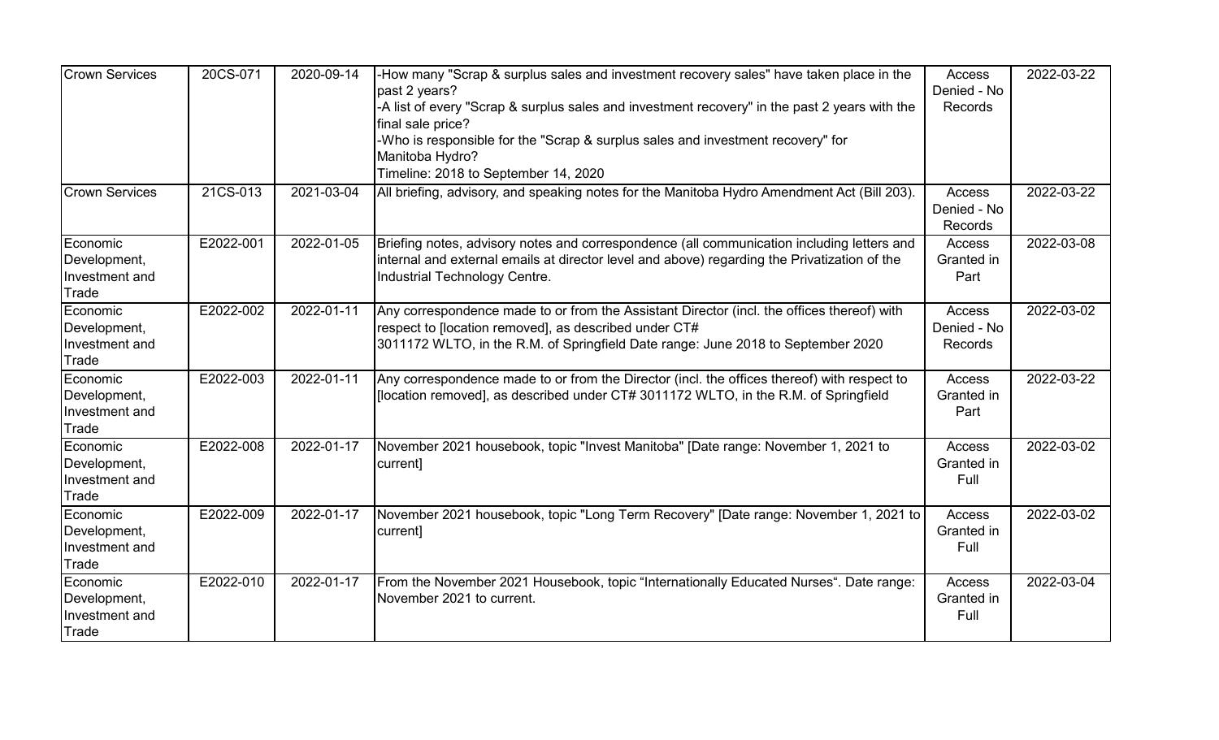| Crown Services | 20CS-071 | 2020-09-14 | -How many "Scrap & surplus sales and investment recovery sales" have taken place in the past 2 years?<br>-A list of every "Scrap & surplus sales and investment recovery" in the past 2 years with the final sale price?<br>-Who is responsible for the "Scrap & surplus sales and investment recovery" for Manitoba Hydro?<br>Timeline: 2018 to September 14, 2020 | Access Denied - No Records | 2022-03-22 |
|---|---|---|---|---|---|
| Crown Services | 21CS-013 | 2021-03-04 | All briefing, advisory, and speaking notes for the Manitoba Hydro Amendment Act (Bill 203). | Access Denied - No Records | 2022-03-22 |
| Economic Development, Investment and Trade | E2022-001 | 2022-01-05 | Briefing notes, advisory notes and correspondence (all communication including letters and internal and external emails at director level and above) regarding the Privatization of the Industrial Technology Centre. | Access Granted in Part | 2022-03-08 |
| Economic Development, Investment and Trade | E2022-002 | 2022-01-11 | Any correspondence made to or from the Assistant Director (incl. the offices thereof) with respect to [location removed], as described under CT# 3011172 WLTO, in the R.M. of Springfield Date range: June 2018 to September 2020 | Access Denied - No Records | 2022-03-02 |
| Economic Development, Investment and Trade | E2022-003 | 2022-01-11 | Any correspondence made to or from the Director (incl. the offices thereof) with respect to [location removed], as described under CT# 3011172 WLTO, in the R.M. of Springfield | Access Granted in Part | 2022-03-22 |
| Economic Development, Investment and Trade | E2022-008 | 2022-01-17 | November 2021 housebook, topic "Invest Manitoba" [Date range: November 1, 2021 to current] | Access Granted in Full | 2022-03-02 |
| Economic Development, Investment and Trade | E2022-009 | 2022-01-17 | November 2021 housebook, topic "Long Term Recovery" [Date range: November 1, 2021 to current] | Access Granted in Full | 2022-03-02 |
| Economic Development, Investment and Trade | E2022-010 | 2022-01-17 | From the November 2021 Housebook, topic “Internationally Educated Nurses“. Date range: November 2021 to current. | Access Granted in Full | 2022-03-04 |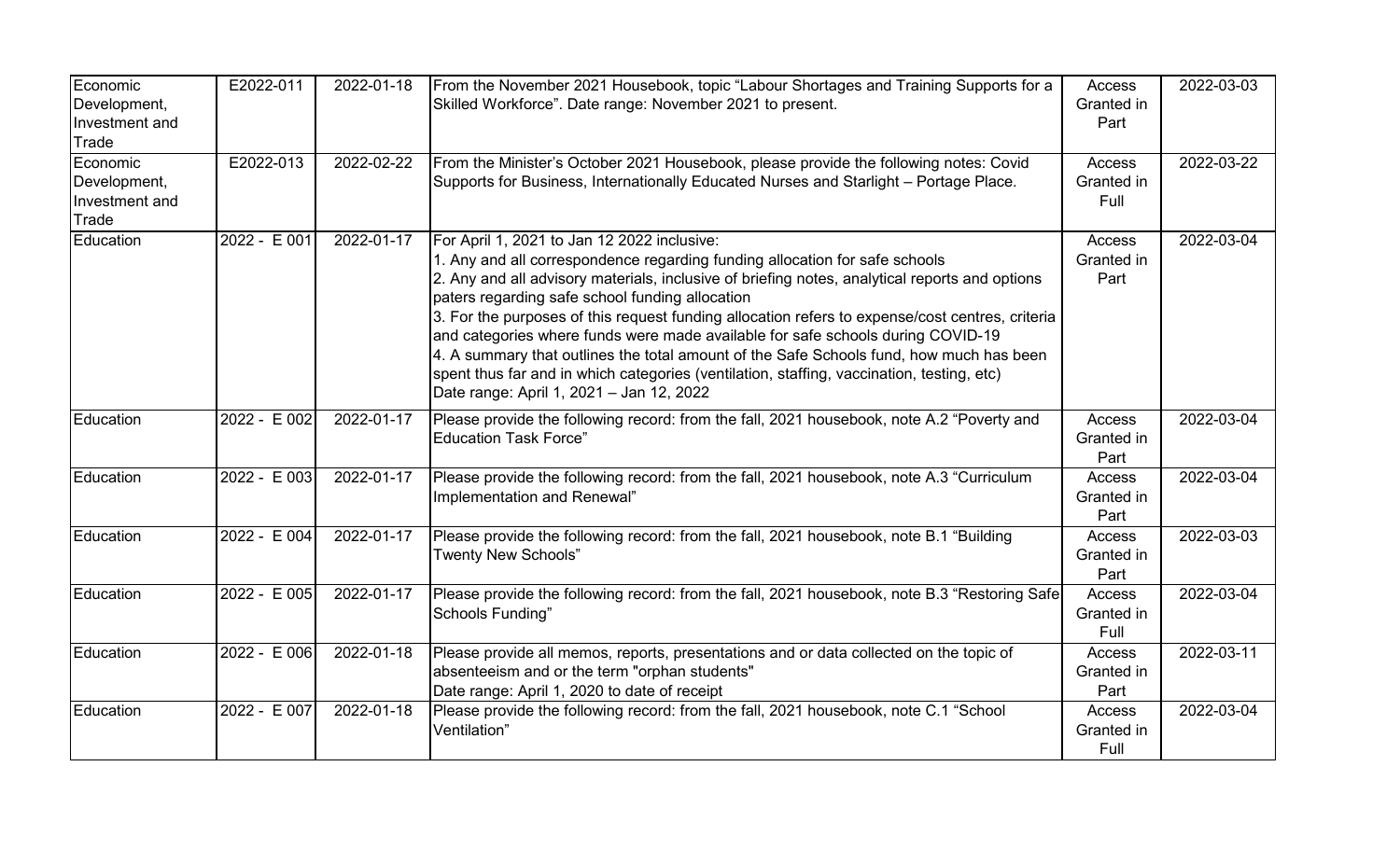| Economic Development, Investment and Trade | E2022-011 | 2022-01-18 | From the November 2021 Housebook, topic “Labour Shortages and Training Supports for a Skilled Workforce”. Date range: November 2021 to present. | Access Granted in Part | 2022-03-03 |
|---|---|---|---|---|---|
| Economic Development, Investment and Trade | E2022-013 | 2022-02-22 | From the Minister’s October 2021 Housebook, please provide the following notes: Covid Supports for Business, Internationally Educated Nurses and Starlight – Portage Place. | Access Granted in Full | 2022-03-22 |
| Education | 2022 - E 001 | 2022-01-17 | For April 1, 2021 to Jan 12 2022 inclusive:<br>1. Any and all correspondence regarding funding allocation for safe schools<br>2. Any and all advisory materials, inclusive of briefing notes, analytical reports and options paters regarding safe school funding allocation<br>3. For the purposes of this request funding allocation refers to expense/cost centres, criteria and categories where funds were made available for safe schools during COVID-19<br>4. A summary that outlines the total amount of the Safe Schools fund, how much has been spent thus far and in which categories (ventilation, staffing, vaccination, testing, etc)<br>Date range: April 1, 2021 – Jan 12, 2022 | Access Granted in Part | 2022-03-04 |
| Education | 2022 - E 002 | 2022-01-17 | Please provide the following record: from the fall, 2021 housebook, note A.2 “Poverty and Education Task Force” | Access Granted in Part | 2022-03-04 |
| Education | 2022 - E 003 | 2022-01-17 | Please provide the following record: from the fall, 2021 housebook, note A.3 “Curriculum Implementation and Renewal” | Access Granted in Part | 2022-03-04 |
| Education | 2022 - E 004 | 2022-01-17 | Please provide the following record: from the fall, 2021 housebook, note B.1 “Building Twenty New Schools” | Access Granted in Part | 2022-03-03 |
| Education | 2022 - E 005 | 2022-01-17 | Please provide the following record: from the fall, 2021 housebook, note B.3 “Restoring Safe Schools Funding” | Access Granted in Full | 2022-03-04 |
| Education | 2022 - E 006 | 2022-01-18 | Please provide all memos, reports, presentations and or data collected on the topic of absenteeism and or the term "orphan students"<br>Date range: April 1, 2020 to date of receipt | Access Granted in Part | 2022-03-11 |
| Education | 2022 - E 007 | 2022-01-18 | Please provide the following record: from the fall, 2021 housebook, note C.1 “School Ventilation” | Access Granted in Full | 2022-03-04 |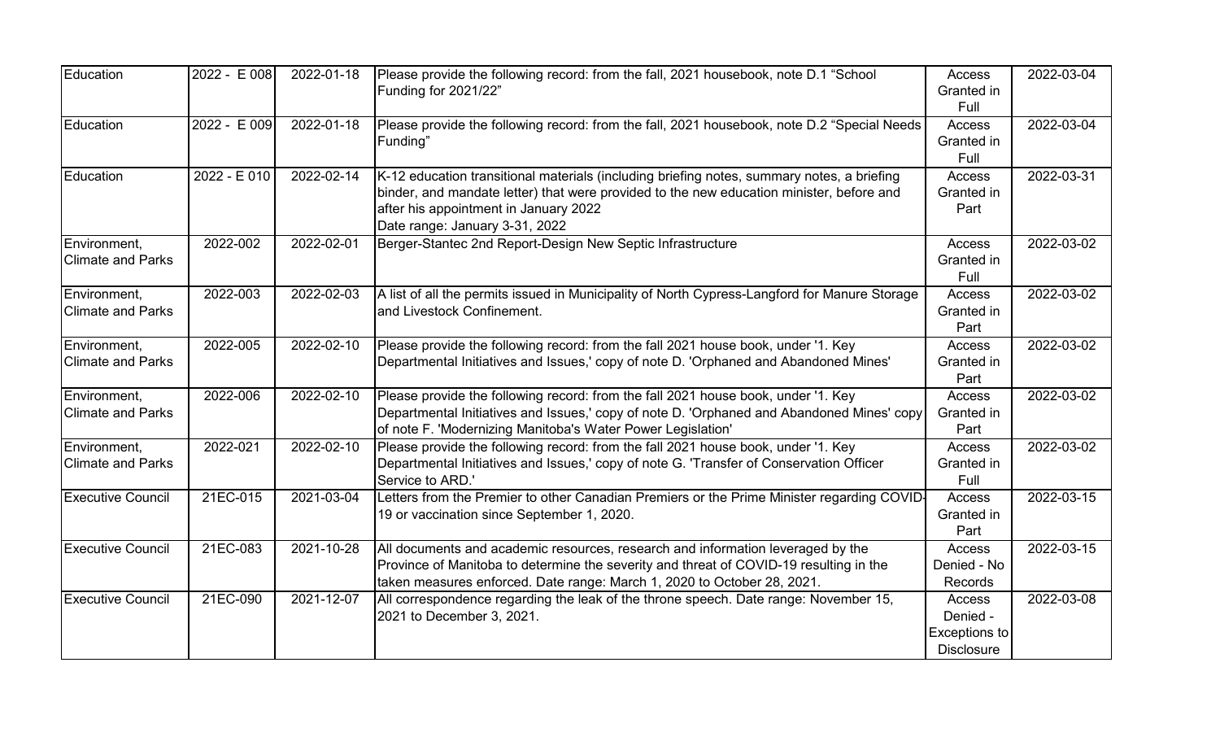| Education | 2022 - E 008 | 2022-01-18 | Please provide the following record: from the fall, 2021 housebook, note D.1 "School Funding for 2021/22" | Access Granted in Full | 2022-03-04 |
|---|---|---|---|---|---|
| Education | 2022 - E 009 | 2022-01-18 | Please provide the following record: from the fall, 2021 housebook, note D.2 "Special Needs Funding" | Access Granted in Full | 2022-03-04 |
| Education | 2022 - E 010 | 2022-02-14 | K-12 education transitional materials (including briefing notes, summary notes, a briefing binder, and mandate letter) that were provided to the new education minister, before and after his appointment in January 2022<br>Date range: January 3-31, 2022 | Access Granted in Part | 2022-03-31 |
| Environment, Climate and Parks | 2022-002 | 2022-02-01 | Berger-Stantec 2nd Report-Design New Septic Infrastructure | Access Granted in Full | 2022-03-02 |
| Environment, Climate and Parks | 2022-003 | 2022-02-03 | A list of all the permits issued in Municipality of North Cypress-Langford for Manure Storage and Livestock Confinement. | Access Granted in Part | 2022-03-02 |
| Environment, Climate and Parks | 2022-005 | 2022-02-10 | Please provide the following record: from the fall 2021 house book, under '1. Key Departmental Initiatives and Issues,' copy of note D. 'Orphaned and Abandoned Mines' | Access Granted in Part | 2022-03-02 |
| Environment, Climate and Parks | 2022-006 | 2022-02-10 | Please provide the following record: from the fall 2021 house book, under '1. Key Departmental Initiatives and Issues,' copy of note D. 'Orphaned and Abandoned Mines' copy of note F. 'Modernizing Manitoba's Water Power Legislation' | Access Granted in Part | 2022-03-02 |
| Environment, Climate and Parks | 2022-021 | 2022-02-10 | Please provide the following record: from the fall 2021 house book, under '1. Key Departmental Initiatives and Issues,' copy of note G. 'Transfer of Conservation Officer Service to ARD.' | Access Granted in Full | 2022-03-02 |
| Executive Council | 21EC-015 | 2021-03-04 | Letters from the Premier to other Canadian Premiers or the Prime Minister regarding COVID-19 or vaccination since September 1, 2020. | Access Granted in Part | 2022-03-15 |
| Executive Council | 21EC-083 | 2021-10-28 | All documents and academic resources, research and information leveraged by the Province of Manitoba to determine the severity and threat of COVID-19 resulting in the taken measures enforced. Date range: March 1, 2020 to October 28, 2021. | Access Denied - No Records | 2022-03-15 |
| Executive Council | 21EC-090 | 2021-12-07 | All correspondence regarding the leak of the throne speech. Date range: November 15, 2021 to December 3, 2021. | Access Denied - Exceptions to Disclosure | 2022-03-08 |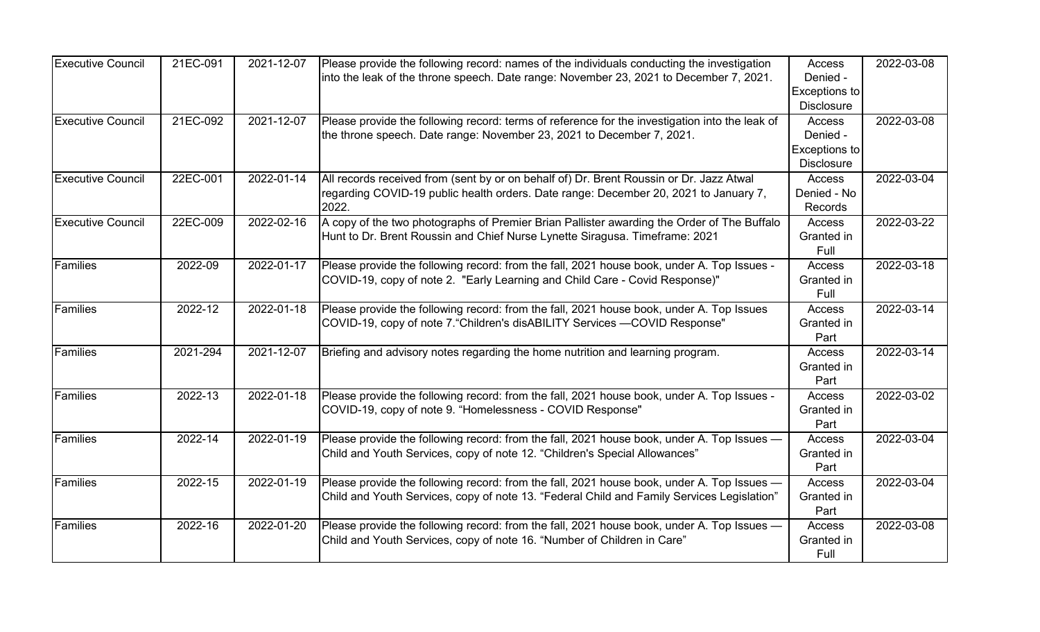| | | | | | |
|---|---|---|---|---|---|
| Executive Council | 21EC-091 | 2021-12-07 | Please provide the following record: names of the individuals conducting the investigation into the leak of the throne speech. Date range: November 23, 2021 to December 7, 2021. | Access Denied - Exceptions to Disclosure | 2022-03-08 |
| Executive Council | 21EC-092 | 2021-12-07 | Please provide the following record: terms of reference for the investigation into the leak of the throne speech. Date range: November 23, 2021 to December 7, 2021. | Access Denied - Exceptions to Disclosure | 2022-03-08 |
| Executive Council | 22EC-001 | 2022-01-14 | All records received from (sent by or on behalf of) Dr. Brent Roussin or Dr. Jazz Atwal regarding COVID-19 public health orders. Date range: December 20, 2021 to January 7, 2022. | Access Denied - No Records | 2022-03-04 |
| Executive Council | 22EC-009 | 2022-02-16 | A copy of the two photographs of Premier Brian Pallister awarding the Order of The Buffalo Hunt to Dr. Brent Roussin and Chief Nurse Lynette Siragusa. Timeframe: 2021 | Access Granted in Full | 2022-03-22 |
| Families | 2022-09 | 2022-01-17 | Please provide the following record: from the fall, 2021 house book, under A. Top Issues - COVID-19, copy of note 2. "Early Learning and Child Care - Covid Response)" | Access Granted in Full | 2022-03-18 |
| Families | 2022-12 | 2022-01-18 | Please provide the following record: from the fall, 2021 house book, under A. Top Issues COVID-19, copy of note 7."Children's disABILITY Services —COVID Response" | Access Granted in Part | 2022-03-14 |
| Families | 2021-294 | 2021-12-07 | Briefing and advisory notes regarding the home nutrition and learning program. | Access Granted in Part | 2022-03-14 |
| Families | 2022-13 | 2022-01-18 | Please provide the following record: from the fall, 2021 house book, under A. Top Issues - COVID-19, copy of note 9. "Homelessness - COVID Response" | Access Granted in Part | 2022-03-02 |
| Families | 2022-14 | 2022-01-19 | Please provide the following record: from the fall, 2021 house book, under A. Top Issues — Child and Youth Services, copy of note 12. "Children's Special Allowances" | Access Granted in Part | 2022-03-04 |
| Families | 2022-15 | 2022-01-19 | Please provide the following record: from the fall, 2021 house book, under A. Top Issues — Child and Youth Services, copy of note 13. "Federal Child and Family Services Legislation" | Access Granted in Part | 2022-03-04 |
| Families | 2022-16 | 2022-01-20 | Please provide the following record: from the fall, 2021 house book, under A. Top Issues — Child and Youth Services, copy of note 16. "Number of Children in Care" | Access Granted in Full | 2022-03-08 |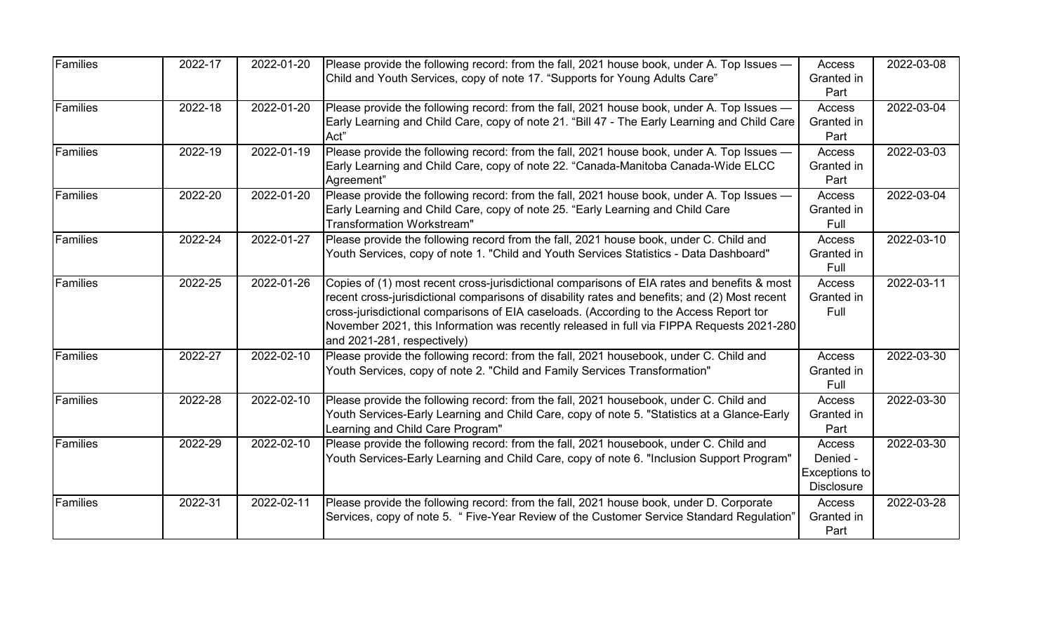| Families | 2022-17 | 2022-01-20 | Please provide the following record: from the fall, 2021 house book, under A. Top Issues — Child and Youth Services, copy of note 17. “Supports for Young Adults Care” | Access Granted in Part | 2022-03-08 |
|---|---|---|---|---|---|
| Families | 2022-18 | 2022-01-20 | Please provide the following record: from the fall, 2021 house book, under A. Top Issues — Early Learning and Child Care, copy of note 21. “Bill 47 - The Early Learning and Child Care Act” | Access Granted in Part | 2022-03-04 |
| Families | 2022-19 | 2022-01-19 | Please provide the following record: from the fall, 2021 house book, under A. Top Issues — Early Learning and Child Care, copy of note 22. “Canada-Manitoba Canada-Wide ELCC Agreement” | Access Granted in Part | 2022-03-03 |
| Families | 2022-20 | 2022-01-20 | Please provide the following record: from the fall, 2021 house book, under A. Top Issues — Early Learning and Child Care, copy of note 25. “Early Learning and Child Care Transformation Workstream" | Access Granted in Full | 2022-03-04 |
| Families | 2022-24 | 2022-01-27 | Please provide the following record from the fall, 2021 house book, under C. Child and Youth Services, copy of note 1. "Child and Youth Services Statistics - Data Dashboard" | Access Granted in Full | 2022-03-10 |
| Families | 2022-25 | 2022-01-26 | Copies of (1) most recent cross-jurisdictional comparisons of EIA rates and benefits & most recent cross-jurisdictional comparisons of disability rates and benefits; and (2) Most recent cross-jurisdictional comparisons of EIA caseloads. (According to the Access Report tor November 2021, this Information was recently released in full via FIPPA Requests 2021-280 and 2021-281, respectively) | Access Granted in Full | 2022-03-11 |
| Families | 2022-27 | 2022-02-10 | Please provide the following record: from the fall, 2021 housebook, under C. Child and Youth Services, copy of note 2. "Child and Family Services Transformation" | Access Granted in Full | 2022-03-30 |
| Families | 2022-28 | 2022-02-10 | Please provide the following record: from the fall, 2021 housebook, under C. Child and Youth Services-Early Learning and Child Care, copy of note 5. "Statistics at a Glance-Early Learning and Child Care Program" | Access Granted in Part | 2022-03-30 |
| Families | 2022-29 | 2022-02-10 | Please provide the following record: from the fall, 2021 housebook, under C. Child and Youth Services-Early Learning and Child Care, copy of note 6. "Inclusion Support Program" | Access Denied - Exceptions to Disclosure | 2022-03-30 |
| Families | 2022-31 | 2022-02-11 | Please provide the following record: from the fall, 2021 house book, under D. Corporate Services, copy of note 5. “ Five-Year Review of the Customer Service Standard Regulation” | Access Granted in Part | 2022-03-28 |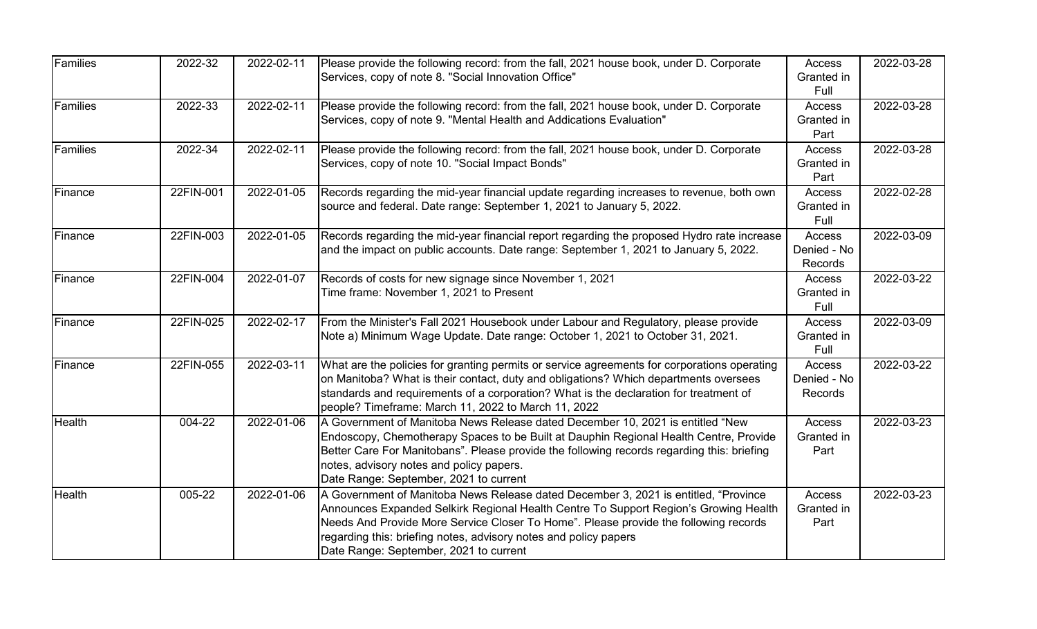| Families | 2022-32 | 2022-02-11 | Please provide the following record: from the fall, 2021 house book, under D. Corporate Services, copy of note 8. "Social Innovation Office" | Access Granted in Full | 2022-03-28 |
|---|---|---|---|---|---|
| Families | 2022-33 | 2022-02-11 | Please provide the following record: from the fall, 2021 house book, under D. Corporate Services, copy of note 9. "Mental Health and Addications Evaluation" | Access Granted in Part | 2022-03-28 |
| Families | 2022-34 | 2022-02-11 | Please provide the following record: from the fall, 2021 house book, under D. Corporate Services, copy of note 10. "Social Impact Bonds" | Access Granted in Part | 2022-03-28 |
| Finance | 22FIN-001 | 2022-01-05 | Records regarding the mid-year financial update regarding increases to revenue, both own source and federal. Date range: September 1, 2021 to January 5, 2022. | Access Granted in Full | 2022-02-28 |
| Finance | 22FIN-003 | 2022-01-05 | Records regarding the mid-year financial report regarding the proposed Hydro rate increase and the impact on public accounts. Date range: September 1, 2021 to January 5, 2022. | Access Denied - No Records | 2022-03-09 |
| Finance | 22FIN-004 | 2022-01-07 | Records of costs for new signage since November 1, 2021<br>Time frame: November 1, 2021 to Present | Access Granted in Full | 2022-03-22 |
| Finance | 22FIN-025 | 2022-02-17 | From the Minister's Fall 2021 Housebook under Labour and Regulatory, please provide Note a) Minimum Wage Update. Date range: October 1, 2021 to October 31, 2021. | Access Granted in Full | 2022-03-09 |
| Finance | 22FIN-055 | 2022-03-11 | What are the policies for granting permits or service agreements for corporations operating on Manitoba? What is their contact, duty and obligations? Which departments oversees standards and requirements of a corporation? What is the declaration for treatment of people? Timeframe: March 11, 2022 to March 11, 2022 | Access Denied - No Records | 2022-03-22 |
| Health | 004-22 | 2022-01-06 | A Government of Manitoba News Release dated December 10, 2021 is entitled "New Endoscopy, Chemotherapy Spaces to be Built at Dauphin Regional Health Centre, Provide Better Care For Manitobans". Please provide the following records regarding this: briefing notes, advisory notes and policy papers.<br>Date Range: September, 2021 to current | Access Granted in Part | 2022-03-23 |
| Health | 005-22 | 2022-01-06 | A Government of Manitoba News Release dated December 3, 2021 is entitled, "Province Announces Expanded Selkirk Regional Health Centre To Support Region's Growing Health Needs And Provide More Service Closer To Home". Please provide the following records regarding this: briefing notes, advisory notes and policy papers<br>Date Range: September, 2021 to current | Access Granted in Part | 2022-03-23 |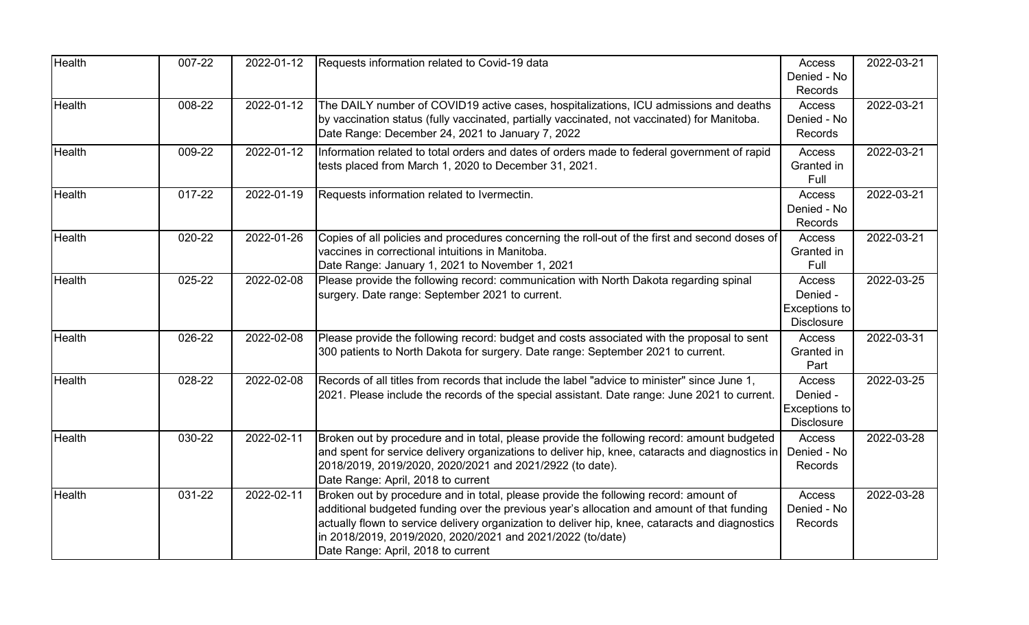| Health | 007-22 | 2022-01-12 | Requests information related to Covid-19 data | Access Denied - No Records | 2022-03-21 |
|---|---|---|---|---|---|
| Health | 008-22 | 2022-01-12 | The DAILY number of COVID19 active cases, hospitalizations, ICU admissions and deaths by vaccination status (fully vaccinated, partially vaccinated, not vaccinated) for Manitoba. Date Range: December 24, 2021 to January 7, 2022 | Access Denied - No Records | 2022-03-21 |
| Health | 009-22 | 2022-01-12 | Information related to total orders and dates of orders made to federal government of rapid tests placed from March 1, 2020 to December 31, 2021. | Access Granted in Full | 2022-03-21 |
| Health | 017-22 | 2022-01-19 | Requests information related to Ivermectin. | Access Denied - No Records | 2022-03-21 |
| Health | 020-22 | 2022-01-26 | Copies of all policies and procedures concerning the roll-out of the first and second doses of vaccines in correctional intuitions in Manitoba. Date Range: January 1, 2021 to November 1, 2021 | Access Granted in Full | 2022-03-21 |
| Health | 025-22 | 2022-02-08 | Please provide the following record: communication with North Dakota regarding spinal surgery. Date range: September 2021 to current. | Access Denied - Exceptions to Disclosure | 2022-03-25 |
| Health | 026-22 | 2022-02-08 | Please provide the following record: budget and costs associated with the proposal to sent 300 patients to North Dakota for surgery. Date range: September 2021 to current. | Access Granted in Part | 2022-03-31 |
| Health | 028-22 | 2022-02-08 | Records of all titles from records that include the label "advice to minister" since June 1, 2021. Please include the records of the special assistant. Date range: June 2021 to current. | Access Denied - Exceptions to Disclosure | 2022-03-25 |
| Health | 030-22 | 2022-02-11 | Broken out by procedure and in total, please provide the following record: amount budgeted and spent for service delivery organizations to deliver hip, knee, cataracts and diagnostics in 2018/2019, 2019/2020, 2020/2021 and 2021/2922 (to date). Date Range: April, 2018 to current | Access Denied - No Records | 2022-03-28 |
| Health | 031-22 | 2022-02-11 | Broken out by procedure and in total, please provide the following record: amount of additional budgeted funding over the previous year's allocation and amount of that funding actually flown to service delivery organization to deliver hip, knee, cataracts and diagnostics in 2018/2019, 2019/2020, 2020/2021 and 2021/2022 (to/date) Date Range: April, 2018 to current | Access Denied - No Records | 2022-03-28 |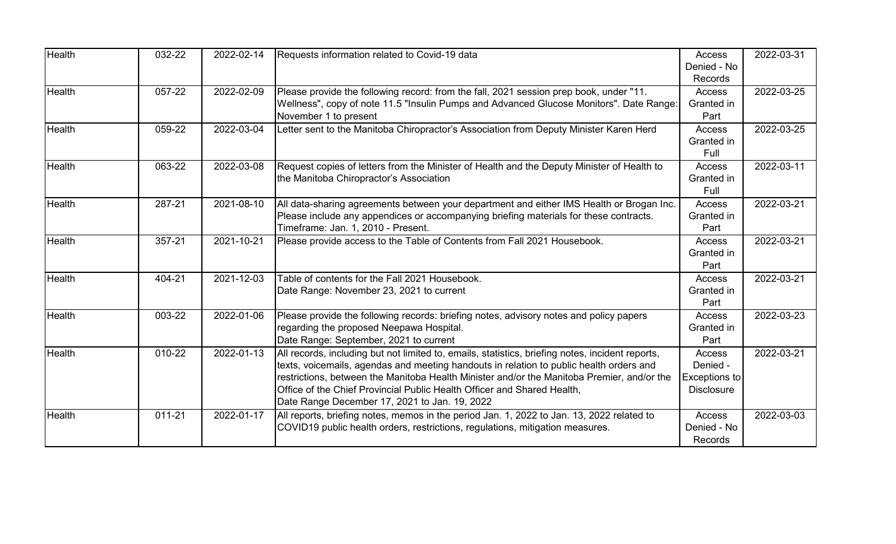| Health | 032-22 | 2022-02-14 | Requests information related to Covid-19 data | Access Denied - No Records | 2022-03-31 |
|---|---|---|---|---|---|
| Health | 057-22 | 2022-02-09 | Please provide the following record: from the fall, 2021 session prep book, under "11. Wellness", copy of note 11.5 "Insulin Pumps and Advanced Glucose Monitors". Date Range: November 1 to present | Access Granted in Part | 2022-03-25 |
| Health | 059-22 | 2022-03-04 | Letter sent to the Manitoba Chiropractor's Association from Deputy Minister Karen Herd | Access Granted in Full | 2022-03-25 |
| Health | 063-22 | 2022-03-08 | Request copies of letters from the Minister of Health and the Deputy Minister of Health to the Manitoba Chiropractor's Association | Access Granted in Full | 2022-03-11 |
| Health | 287-21 | 2021-08-10 | All data-sharing agreements between your department and either IMS Health or Brogan Inc. Please include any appendices or accompanying briefing materials for these contracts. Timeframe: Jan. 1, 2010 - Present. | Access Granted in Part | 2022-03-21 |
| Health | 357-21 | 2021-10-21 | Please provide access to the Table of Contents from Fall 2021 Housebook. | Access Granted in Part | 2022-03-21 |
| Health | 404-21 | 2021-12-03 | Table of contents for the Fall 2021 Housebook. Date Range: November 23, 2021 to current | Access Granted in Part | 2022-03-21 |
| Health | 003-22 | 2022-01-06 | Please provide the following records: briefing notes, advisory notes and policy papers regarding the proposed Neepawa Hospital. Date Range: September, 2021 to current | Access Granted in Part | 2022-03-23 |
| Health | 010-22 | 2022-01-13 | All records, including but not limited to, emails, statistics, briefing notes, incident reports, texts, voicemails, agendas and meeting handouts in relation to public health orders and restrictions, between the Manitoba Health Minister and/or the Manitoba Premier, and/or the Office of the Chief Provincial Public Health Officer and Shared Health, Date Range December 17, 2021 to Jan. 19, 2022 | Access Denied - Exceptions to Disclosure | 2022-03-21 |
| Health | 011-21 | 2022-01-17 | All reports, briefing notes, memos in the period Jan. 1, 2022 to Jan. 13, 2022 related to COVID19 public health orders, restrictions, regulations, mitigation measures. | Access Denied - No Records | 2022-03-03 |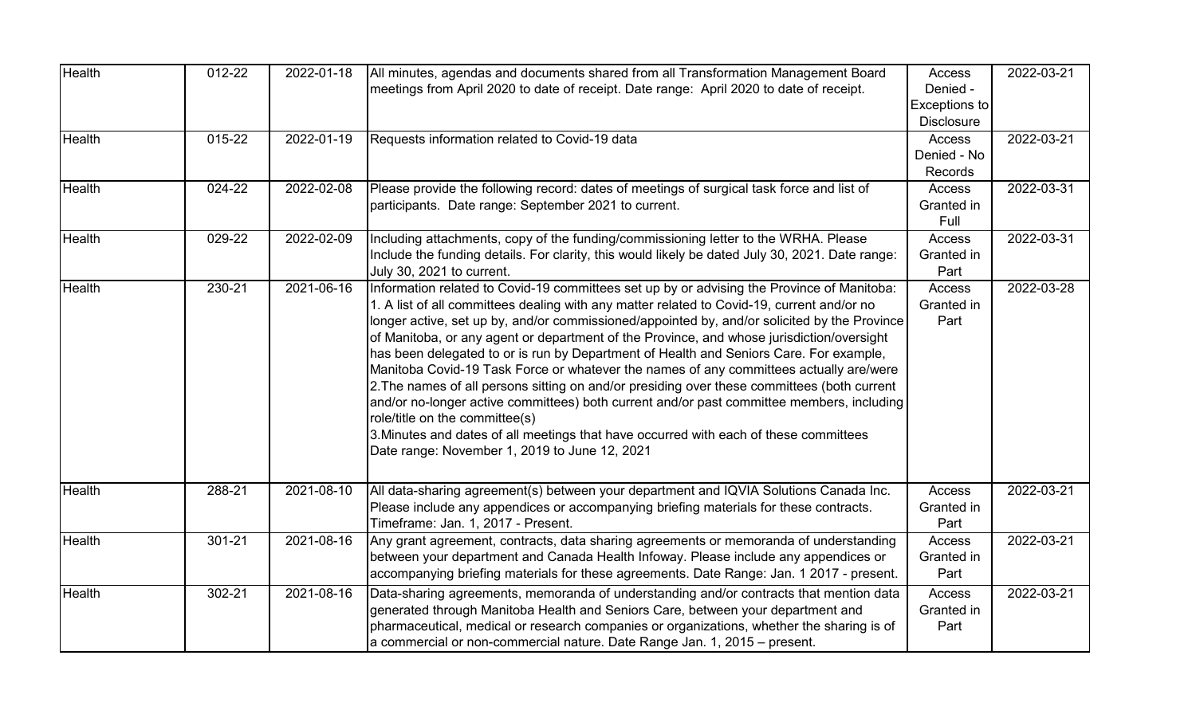| | | | | | |
|---|---|---|---|---|---|
| Health | 012-22 | 2022-01-18 | All minutes, agendas and documents shared from all Transformation Management Board meetings from April 2020 to date of receipt. Date range: April 2020 to date of receipt. | Access Denied - Exceptions to Disclosure | 2022-03-21 |
| Health | 015-22 | 2022-01-19 | Requests information related to Covid-19 data | Access Denied - No Records | 2022-03-21 |
| Health | 024-22 | 2022-02-08 | Please provide the following record: dates of meetings of surgical task force and list of participants. Date range: September 2021 to current. | Access Granted in Full | 2022-03-31 |
| Health | 029-22 | 2022-02-09 | Including attachments, copy of the funding/commissioning letter to the WRHA. Please Include the funding details. For clarity, this would likely be dated July 30, 2021. Date range: July 30, 2021 to current. | Access Granted in Part | 2022-03-31 |
| Health | 230-21 | 2021-06-16 | Information related to Covid-19 committees set up by or advising the Province of Manitoba: 1. A list of all committees dealing with any matter related to Covid-19, current and/or no longer active, set up by, and/or commissioned/appointed by, and/or solicited by the Province of Manitoba, or any agent or department of the Province, and whose jurisdiction/oversight has been delegated to or is run by Department of Health and Seniors Care. For example, Manitoba Covid-19 Task Force or whatever the names of any committees actually are/were 2.The names of all persons sitting on and/or presiding over these committees (both current and/or no-longer active committees) both current and/or past committee members, including role/title on the committee(s) 3.Minutes and dates of all meetings that have occurred with each of these committees Date range: November 1, 2019 to June 12, 2021 | Access Granted in Part | 2022-03-28 |
| Health | 288-21 | 2021-08-10 | All data-sharing agreement(s) between your department and IQVIA Solutions Canada Inc. Please include any appendices or accompanying briefing materials for these contracts. Timeframe: Jan. 1, 2017 - Present. | Access Granted in Part | 2022-03-21 |
| Health | 301-21 | 2021-08-16 | Any grant agreement, contracts, data sharing agreements or memoranda of understanding between your department and Canada Health Infoway. Please include any appendices or accompanying briefing materials for these agreements. Date Range: Jan. 1 2017 - present. | Access Granted in Part | 2022-03-21 |
| Health | 302-21 | 2021-08-16 | Data-sharing agreements, memoranda of understanding and/or contracts that mention data generated through Manitoba Health and Seniors Care, between your department and pharmaceutical, medical or research companies or organizations, whether the sharing is of a commercial or non-commercial nature. Date Range Jan. 1, 2015 – present. | Access Granted in Part | 2022-03-21 |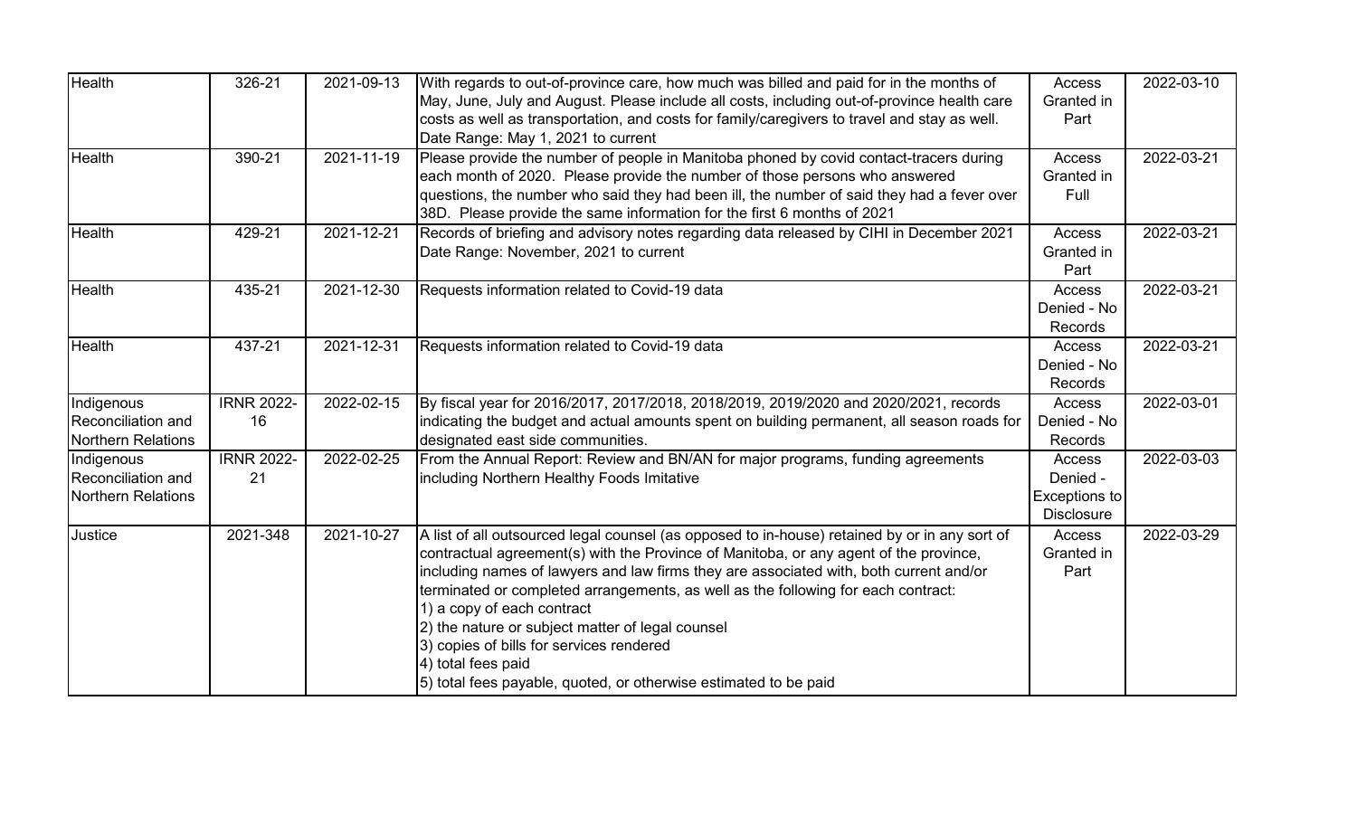| Health | 326-21 | 2021-09-13 | With regards to out-of-province care, how much was billed and paid for in the months of May, June, July and August. Please include all costs, including out-of-province health care costs as well as transportation, and costs for family/caregivers to travel and stay as well. Date Range: May 1, 2021 to current | Access Granted in Part | 2022-03-10 |
|---|---|---|---|---|---|
| Health | 390-21 | 2021-11-19 | Please provide the number of people in Manitoba phoned by covid contact-tracers during each month of 2020. Please provide the number of those persons who answered questions, the number who said they had been ill, the number of said they had a fever over 38D. Please provide the same information for the first 6 months of 2021 | Access Granted in Full | 2022-03-21 |
| Health | 429-21 | 2021-12-21 | Records of briefing and advisory notes regarding data released by CIHI in December 2021 Date Range: November, 2021 to current | Access Granted in Part | 2022-03-21 |
| Health | 435-21 | 2021-12-30 | Requests information related to Covid-19 data | Access Denied - No Records | 2022-03-21 |
| Health | 437-21 | 2021-12-31 | Requests information related to Covid-19 data | Access Denied - No Records | 2022-03-21 |
| Indigenous Reconciliation and Northern Relations | IRNR 2022-16 | 2022-02-15 | By fiscal year for 2016/2017, 2017/2018, 2018/2019, 2019/2020 and 2020/2021, records indicating the budget and actual amounts spent on building permanent, all season roads for designated east side communities. | Access Denied - No Records | 2022-03-01 |
| Indigenous Reconciliation and Northern Relations | IRNR 2022-21 | 2022-02-25 | From the Annual Report: Review and BN/AN for major programs, funding agreements including Northern Healthy Foods Imitative | Access Denied - Exceptions to Disclosure | 2022-03-03 |
| Justice | 2021-348 | 2021-10-27 | A list of all outsourced legal counsel (as opposed to in-house) retained by or in any sort of contractual agreement(s) with the Province of Manitoba, or any agent of the province, including names of lawyers and law firms they are associated with, both current and/or terminated or completed arrangements, as well as the following for each contract:<br>1) a copy of each contract<br>2) the nature or subject matter of legal counsel<br>3) copies of bills for services rendered<br>4) total fees paid<br>5) total fees payable, quoted, or otherwise estimated to be paid | Access Granted in Part | 2022-03-29 |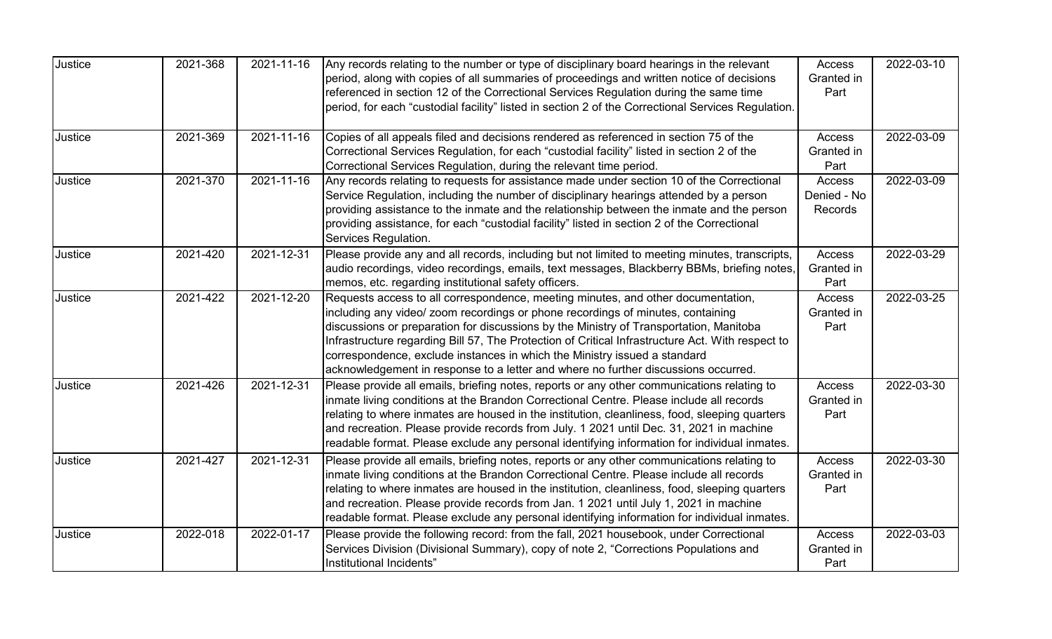| Justice | 2021-368 | 2021-11-16 | Any records relating to the number or type of disciplinary board hearings in the relevant period, along with copies of all summaries of proceedings and written notice of decisions referenced in section 12 of the Correctional Services Regulation during the same time period, for each "custodial facility" listed in section 2 of the Correctional Services Regulation. | Access Granted in Part | 2022-03-10 |
|---|---|---|---|---|---|
| Justice | 2021-369 | 2021-11-16 | Copies of all appeals filed and decisions rendered as referenced in section 75 of the Correctional Services Regulation, for each "custodial facility" listed in section 2 of the Correctional Services Regulation, during the relevant time period. | Access Granted in Part | 2022-03-09 |
| Justice | 2021-370 | 2021-11-16 | Any records relating to requests for assistance made under section 10 of the Correctional Service Regulation, including the number of disciplinary hearings attended by a person providing assistance to the inmate and the relationship between the inmate and the person providing assistance, for each "custodial facility" listed in section 2 of the Correctional Services Regulation. | Access Denied - No Records | 2022-03-09 |
| Justice | 2021-420 | 2021-12-31 | Please provide any and all records, including but not limited to meeting minutes, transcripts, audio recordings, video recordings, emails, text messages, Blackberry BBMs, briefing notes, memos, etc. regarding institutional safety officers. | Access Granted in Part | 2022-03-29 |
| Justice | 2021-422 | 2021-12-20 | Requests access to all correspondence, meeting minutes, and other documentation, including any video/ zoom recordings or phone recordings of minutes, containing discussions or preparation for discussions by the Ministry of Transportation, Manitoba Infrastructure regarding Bill 57, The Protection of Critical Infrastructure Act. With respect to correspondence, exclude instances in which the Ministry issued a standard acknowledgement in response to a letter and where no further discussions occurred. | Access Granted in Part | 2022-03-25 |
| Justice | 2021-426 | 2021-12-31 | Please provide all emails, briefing notes, reports or any other communications relating to inmate living conditions at the Brandon Correctional Centre. Please include all records relating to where inmates are housed in the institution, cleanliness, food, sleeping quarters and recreation. Please provide records from July. 1 2021 until Dec. 31, 2021 in machine readable format. Please exclude any personal identifying information for individual inmates. | Access Granted in Part | 2022-03-30 |
| Justice | 2021-427 | 2021-12-31 | Please provide all emails, briefing notes, reports or any other communications relating to inmate living conditions at the Brandon Correctional Centre. Please include all records relating to where inmates are housed in the institution, cleanliness, food, sleeping quarters and recreation. Please provide records from Jan. 1 2021 until July 1, 2021 in machine readable format. Please exclude any personal identifying information for individual inmates. | Access Granted in Part | 2022-03-30 |
| Justice | 2022-018 | 2022-01-17 | Please provide the following record: from the fall, 2021 housebook, under Correctional Services Division (Divisional Summary), copy of note 2, "Corrections Populations and Institutional Incidents" | Access Granted in Part | 2022-03-03 |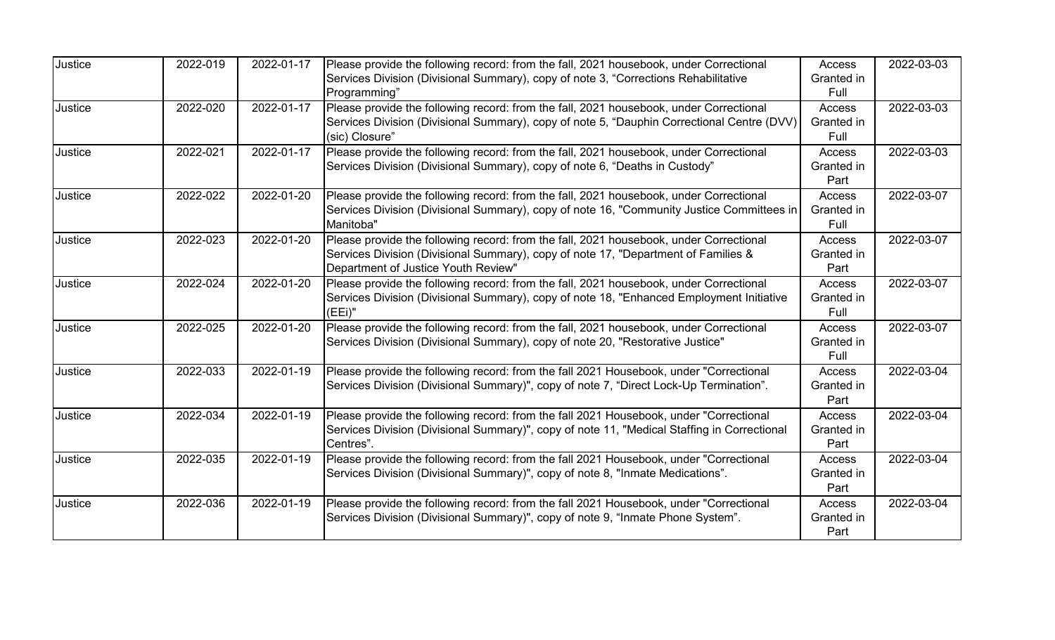| Justice | 2022-019 | 2022-01-17 | Please provide the following record: from the fall, 2021 housebook, under Correctional Services Division (Divisional Summary), copy of note 3, “Corrections Rehabilitative Programming” | Access Granted in Full | 2022-03-03 |
|---|---|---|---|---|---|
| Justice | 2022-020 | 2022-01-17 | Please provide the following record: from the fall, 2021 housebook, under Correctional Services Division (Divisional Summary), copy of note 5, “Dauphin Correctional Centre (DVV) (sic) Closure” | Access Granted in Full | 2022-03-03 |
| Justice | 2022-021 | 2022-01-17 | Please provide the following record: from the fall, 2021 housebook, under Correctional Services Division (Divisional Summary), copy of note 6, “Deaths in Custody” | Access Granted in Part | 2022-03-03 |
| Justice | 2022-022 | 2022-01-20 | Please provide the following record: from the fall, 2021 housebook, under Correctional Services Division (Divisional Summary), copy of note 16, "Community Justice Committees in Manitoba" | Access Granted in Full | 2022-03-07 |
| Justice | 2022-023 | 2022-01-20 | Please provide the following record: from the fall, 2021 housebook, under Correctional Services Division (Divisional Summary), copy of note 17, "Department of Families & Department of Justice Youth Review" | Access Granted in Part | 2022-03-07 |
| Justice | 2022-024 | 2022-01-20 | Please provide the following record: from the fall, 2021 housebook, under Correctional Services Division (Divisional Summary), copy of note 18, "Enhanced Employment Initiative (EEi)" | Access Granted in Full | 2022-03-07 |
| Justice | 2022-025 | 2022-01-20 | Please provide the following record: from the fall, 2021 housebook, under Correctional Services Division (Divisional Summary), copy of note 20, "Restorative Justice" | Access Granted in Full | 2022-03-07 |
| Justice | 2022-033 | 2022-01-19 | Please provide the following record: from the fall 2021 Housebook, under "Correctional Services Division (Divisional Summary)", copy of note 7, “Direct Lock-Up Termination”. | Access Granted in Part | 2022-03-04 |
| Justice | 2022-034 | 2022-01-19 | Please provide the following record: from the fall 2021 Housebook, under "Correctional Services Division (Divisional Summary)", copy of note 11, "Medical Staffing in Correctional Centres”. | Access Granted in Part | 2022-03-04 |
| Justice | 2022-035 | 2022-01-19 | Please provide the following record: from the fall 2021 Housebook, under "Correctional Services Division (Divisional Summary)", copy of note 8, "Inmate Medications”. | Access Granted in Part | 2022-03-04 |
| Justice | 2022-036 | 2022-01-19 | Please provide the following record: from the fall 2021 Housebook, under "Correctional Services Division (Divisional Summary)", copy of note 9, “Inmate Phone System”. | Access Granted in Part | 2022-03-04 |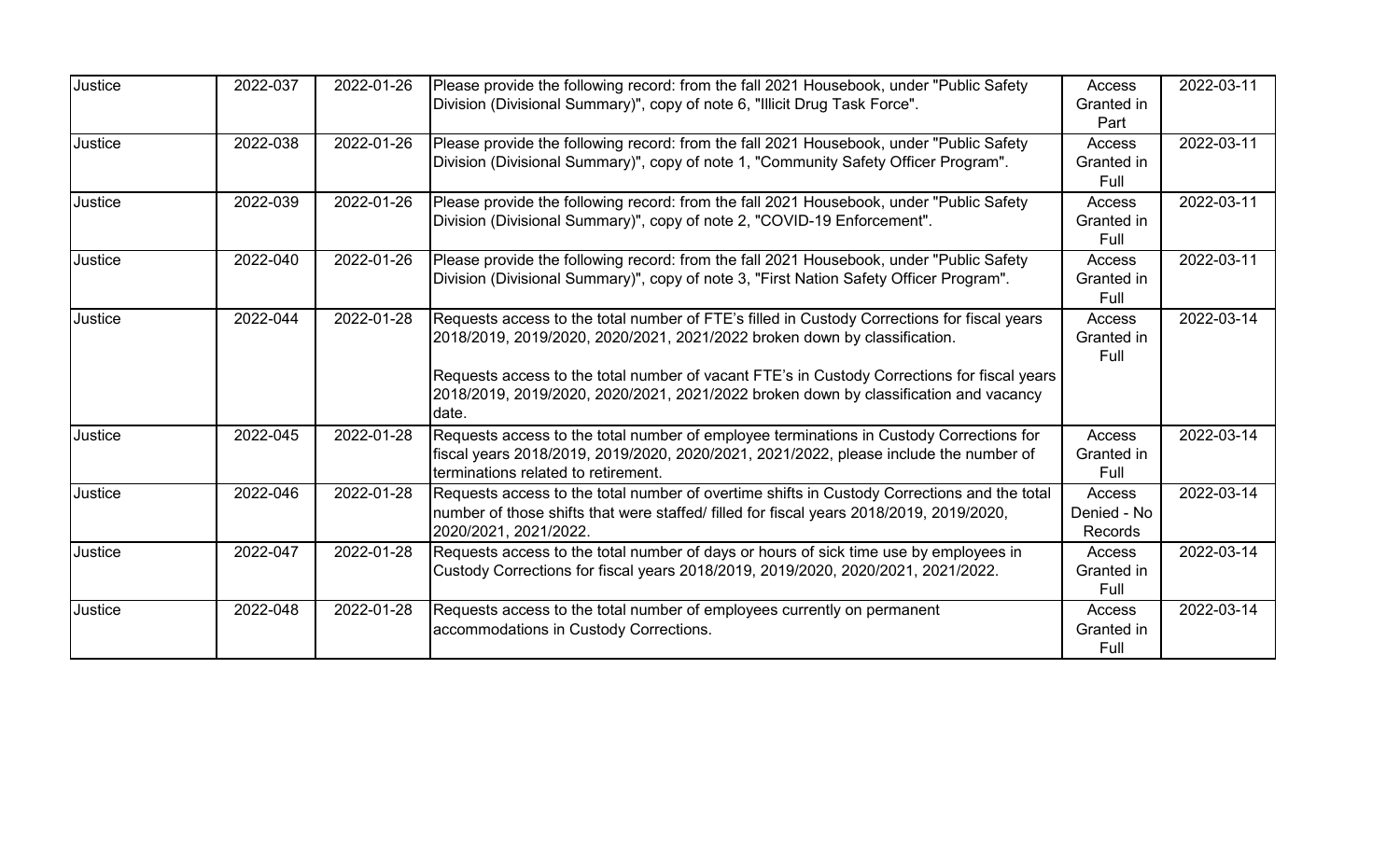| | | | | | |
|---|---|---|---|---|---|
| Justice | 2022-037 | 2022-01-26 | Please provide the following record: from the fall 2021 Housebook, under "Public Safety Division (Divisional Summary)", copy of note 6, "Illicit Drug Task Force". | Access Granted in Part | 2022-03-11 |
| Justice | 2022-038 | 2022-01-26 | Please provide the following record: from the fall 2021 Housebook, under "Public Safety Division (Divisional Summary)", copy of note 1, "Community Safety Officer Program". | Access Granted in Full | 2022-03-11 |
| Justice | 2022-039 | 2022-01-26 | Please provide the following record: from the fall 2021 Housebook, under "Public Safety Division (Divisional Summary)", copy of note 2, "COVID-19 Enforcement". | Access Granted in Full | 2022-03-11 |
| Justice | 2022-040 | 2022-01-26 | Please provide the following record: from the fall 2021 Housebook, under "Public Safety Division (Divisional Summary)", copy of note 3, "First Nation Safety Officer Program". | Access Granted in Full | 2022-03-11 |
| Justice | 2022-044 | 2022-01-28 | Requests access to the total number of FTE's filled in Custody Corrections for fiscal years 2018/2019, 2019/2020, 2020/2021, 2021/2022 broken down by classification.<br><br>Requests access to the total number of vacant FTE's in Custody Corrections for fiscal years 2018/2019, 2019/2020, 2020/2021, 2021/2022 broken down by classification and vacancy date. | Access Granted in Full | 2022-03-14 |
| Justice | 2022-045 | 2022-01-28 | Requests access to the total number of employee terminations in Custody Corrections for fiscal years 2018/2019, 2019/2020, 2020/2021, 2021/2022, please include the number of terminations related to retirement. | Access Granted in Full | 2022-03-14 |
| Justice | 2022-046 | 2022-01-28 | Requests access to the total number of overtime shifts in Custody Corrections and the total number of those shifts that were staffed/ filled for fiscal years 2018/2019, 2019/2020, 2020/2021, 2021/2022. | Access Denied - No Records | 2022-03-14 |
| Justice | 2022-047 | 2022-01-28 | Requests access to the total number of days or hours of sick time use by employees in Custody Corrections for fiscal years 2018/2019, 2019/2020, 2020/2021, 2021/2022. | Access Granted in Full | 2022-03-14 |
| Justice | 2022-048 | 2022-01-28 | Requests access to the total number of employees currently on permanent accommodations in Custody Corrections. | Access Granted in Full | 2022-03-14 |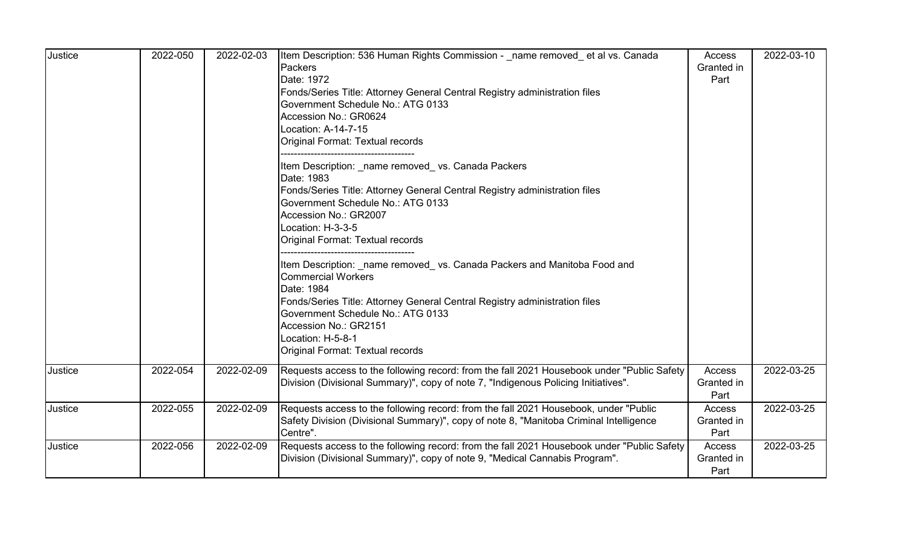| Justice | 2022-050 | 2022-02-03 | Item Description: 536 Human Rights Commission - _name removed_ et al vs. Canada Packers<br>Date: 1972<br>Fonds/Series Title: Attorney General Central Registry administration files<br>Government Schedule No.: ATG 0133<br>Accession No.: GR0624<br>Location: A-14-7-15<br>Original Format: Textual records<br>----------------------------------------<br>Item Description: _name removed_ vs. Canada Packers<br>Date: 1983<br>Fonds/Series Title: Attorney General Central Registry administration files<br>Government Schedule No.: ATG 0133<br>Accession No.: GR2007<br>Location: H-3-3-5<br>Original Format: Textual records<br>----------------------------------------<br>Item Description: _name removed_ vs. Canada Packers and Manitoba Food and Commercial Workers<br>Date: 1984<br>Fonds/Series Title: Attorney General Central Registry administration files<br>Government Schedule No.: ATG 0133<br>Accession No.: GR2151<br>Location: H-5-8-1<br>Original Format: Textual records | Access Granted in Part | 2022-03-10 |
|---|---|---|---|---|---|
| Justice | 2022-054 | 2022-02-09 | Requests access to the following record: from the fall 2021 Housebook under "Public Safety Division (Divisional Summary)", copy of note 7, "Indigenous Policing Initiatives". | Access Granted in Part | 2022-03-25 |
| Justice | 2022-055 | 2022-02-09 | Requests access to the following record: from the fall 2021 Housebook, under "Public Safety Division (Divisional Summary)", copy of note 8, "Manitoba Criminal Intelligence Centre". | Access Granted in Part | 2022-03-25 |
| Justice | 2022-056 | 2022-02-09 | Requests access to the following record: from the fall 2021 Housebook under "Public Safety Division (Divisional Summary)", copy of note 9, "Medical Cannabis Program". | Access Granted in Part | 2022-03-25 |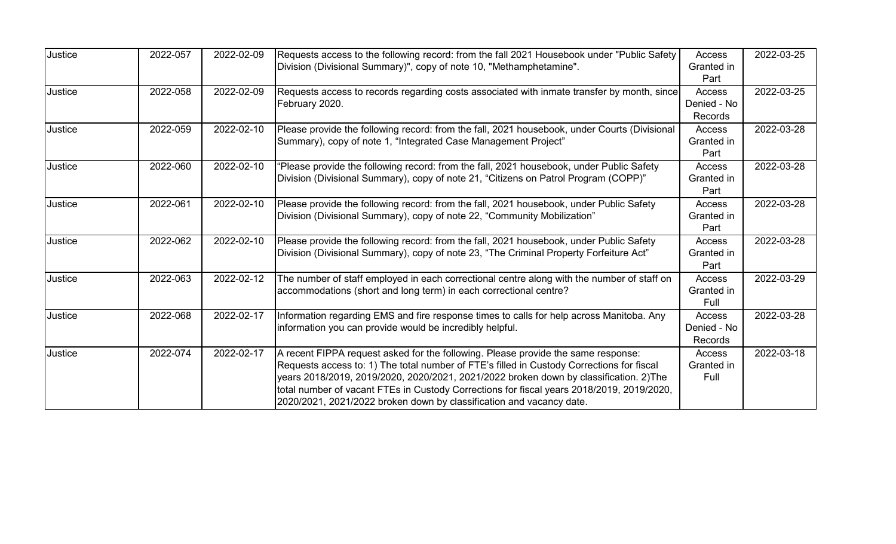| | | | | | |
|---|---|---|---|---|---|
| Justice | 2022-057 | 2022-02-09 | Requests access to the following record: from the fall 2021 Housebook under "Public Safety Division (Divisional Summary)", copy of note 10, "Methamphetamine". | Access Granted in Part | 2022-03-25 |
| Justice | 2022-058 | 2022-02-09 | Requests access to records regarding costs associated with inmate transfer by month, since February 2020. | Access Denied - No Records | 2022-03-25 |
| Justice | 2022-059 | 2022-02-10 | Please provide the following record: from the fall, 2021 housebook, under Courts (Divisional Summary), copy of note 1, "Integrated Case Management Project" | Access Granted in Part | 2022-03-28 |
| Justice | 2022-060 | 2022-02-10 | "Please provide the following record: from the fall, 2021 housebook, under Public Safety Division (Divisional Summary), copy of note 21, "Citizens on Patrol Program (COPP)" | Access Granted in Part | 2022-03-28 |
| Justice | 2022-061 | 2022-02-10 | Please provide the following record: from the fall, 2021 housebook, under Public Safety Division (Divisional Summary), copy of note 22, "Community Mobilization" | Access Granted in Part | 2022-03-28 |
| Justice | 2022-062 | 2022-02-10 | Please provide the following record: from the fall, 2021 housebook, under Public Safety Division (Divisional Summary), copy of note 23, "The Criminal Property Forfeiture Act" | Access Granted in Part | 2022-03-28 |
| Justice | 2022-063 | 2022-02-12 | The number of staff employed in each correctional centre along with the number of staff on accommodations (short and long term) in each correctional centre? | Access Granted in Full | 2022-03-29 |
| Justice | 2022-068 | 2022-02-17 | Information regarding EMS and fire response times to calls for help across Manitoba. Any information you can provide would be incredibly helpful. | Access Denied - No Records | 2022-03-28 |
| Justice | 2022-074 | 2022-02-17 | A recent FIPPA request asked for the following. Please provide the same response: Requests access to: 1) The total number of FTE's filled in Custody Corrections for fiscal years 2018/2019, 2019/2020, 2020/2021, 2021/2022 broken down by classification. 2)The total number of vacant FTEs in Custody Corrections for fiscal years 2018/2019, 2019/2020, 2020/2021, 2021/2022 broken down by classification and vacancy date. | Access Granted in Full | 2022-03-18 |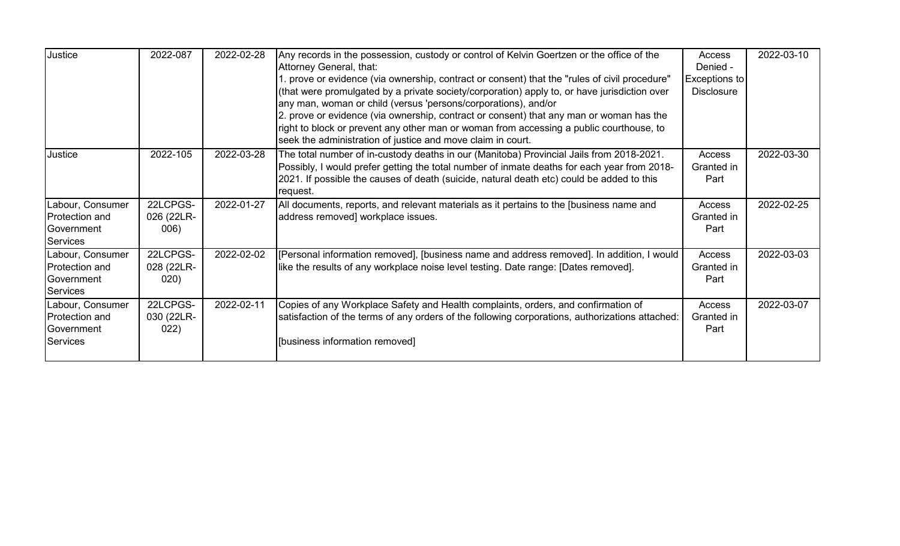| | | | | | |
|---|---|---|---|---|---|
| Justice | 2022-087 | 2022-02-28 | Any records in the possession, custody or control of Kelvin Goertzen or the office of the Attorney General, that:<br>1. prove or evidence (via ownership, contract or consent) that the "rules of civil procedure" (that were promulgated by a private society/corporation) apply to, or have jurisdiction over any man, woman or child (versus 'persons/corporations), and/or<br>2. prove or evidence (via ownership, contract or consent) that any man or woman has the right to block or prevent any other man or woman from accessing a public courthouse, to seek the administration of justice and move claim in court. | Access Denied - Exceptions to Disclosure | 2022-03-10 |
| Justice | 2022-105 | 2022-03-28 | The total number of in-custody deaths in our (Manitoba) Provincial Jails from 2018-2021. Possibly, I would prefer getting the total number of inmate deaths for each year from 2018-2021. If possible the causes of death (suicide, natural death etc) could be added to this request. | Access Granted in Part | 2022-03-30 |
| Labour, Consumer Protection and Government Services | 22LCPGS-026 (22LR-006) | 2022-01-27 | All documents, reports, and relevant materials as it pertains to the [business name and address removed] workplace issues. | Access Granted in Part | 2022-02-25 |
| Labour, Consumer Protection and Government Services | 22LCPGS-028 (22LR-020) | 2022-02-02 | [Personal information removed], [business name and address removed]. In addition, I would like the results of any workplace noise level testing. Date range: [Dates removed]. | Access Granted in Part | 2022-03-03 |
| Labour, Consumer Protection and Government Services | 22LCPGS-030 (22LR-022) | 2022-02-11 | Copies of any Workplace Safety and Health complaints, orders, and confirmation of satisfaction of the terms of any orders of the following corporations, authorizations attached:<br><br>[business information removed] | Access Granted in Part | 2022-03-07 |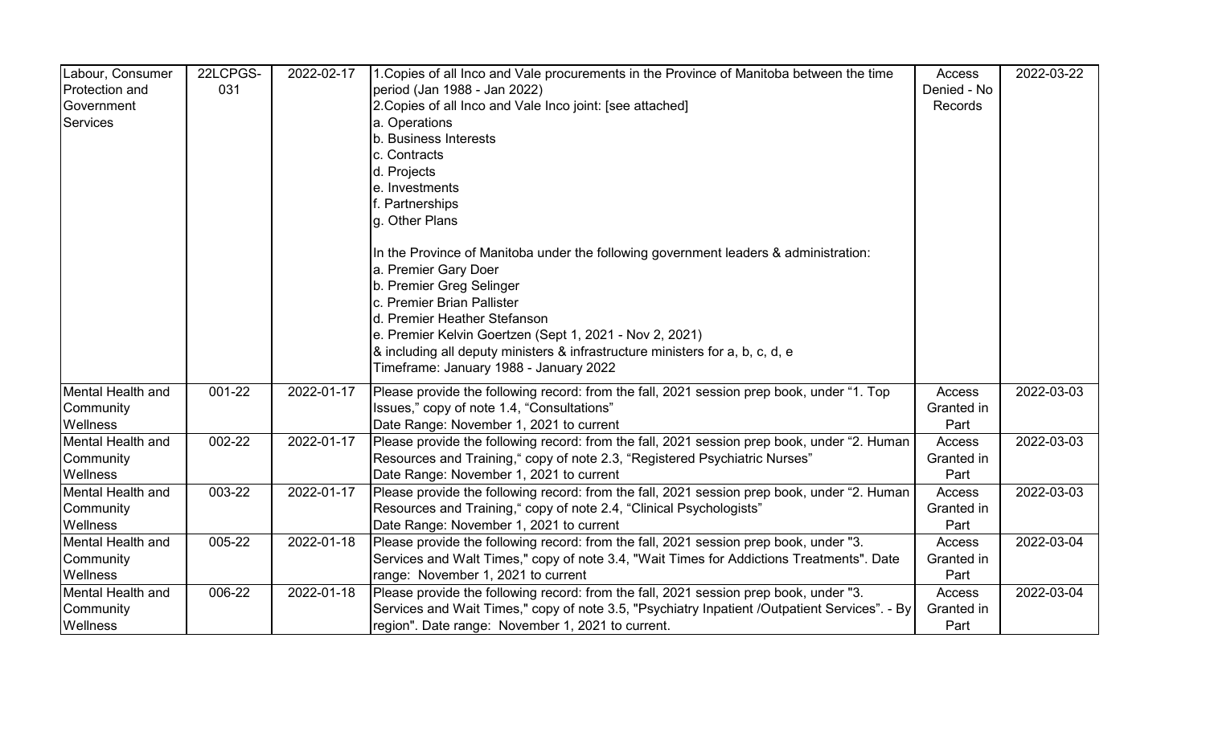| | | | | | |
|---|---|---|---|---|---|
| Labour, Consumer Protection and Government Services | 22LCPGS-031 | 2022-02-17 | 1.Copies of all Inco and Vale procurements in the Province of Manitoba between the time period (Jan 1988 - Jan 2022)<br>2.Copies of all Inco and Vale Inco joint: [see attached]<br>a. Operations<br>b. Business Interests<br>c. Contracts<br>d. Projects<br>e. Investments<br>f. Partnerships<br>g. Other Plans<br><br>In the Province of Manitoba under the following government leaders & administration:<br>a. Premier Gary Doer<br>b. Premier Greg Selinger<br>c. Premier Brian Pallister<br>d. Premier Heather Stefanson<br>e. Premier Kelvin Goertzen (Sept 1, 2021 - Nov 2, 2021)<br>& including all deputy ministers & infrastructure ministers for a, b, c, d, e<br>Timeframe: January 1988 - January 2022 | Access Denied - No Records | 2022-03-22 |
| Mental Health and Community Wellness | 001-22 | 2022-01-17 | Please provide the following record: from the fall, 2021 session prep book, under "1. Top Issues," copy of note 1.4, "Consultations"<br>Date Range: November 1, 2021 to current | Access Granted in Part | 2022-03-03 |
| Mental Health and Community Wellness | 002-22 | 2022-01-17 | Please provide the following record: from the fall, 2021 session prep book, under "2. Human Resources and Training," copy of note 2.3, "Registered Psychiatric Nurses"<br>Date Range: November 1, 2021 to current | Access Granted in Part | 2022-03-03 |
| Mental Health and Community Wellness | 003-22 | 2022-01-17 | Please provide the following record: from the fall, 2021 session prep book, under "2. Human Resources and Training," copy of note 2.4, "Clinical Psychologists"<br>Date Range: November 1, 2021 to current | Access Granted in Part | 2022-03-03 |
| Mental Health and Community Wellness | 005-22 | 2022-01-18 | Please provide the following record: from the fall, 2021 session prep book, under "3. Services and Walt Times," copy of note 3.4, "Wait Times for Addictions Treatments". Date range: November 1, 2021 to current | Access Granted in Part | 2022-03-04 |
| Mental Health and Community Wellness | 006-22 | 2022-01-18 | Please provide the following record: from the fall, 2021 session prep book, under "3. Services and Wait Times," copy of note 3.5, "Psychiatry Inpatient /Outpatient Services". - By region". Date range: November 1, 2021 to current. | Access Granted in Part | 2022-03-04 |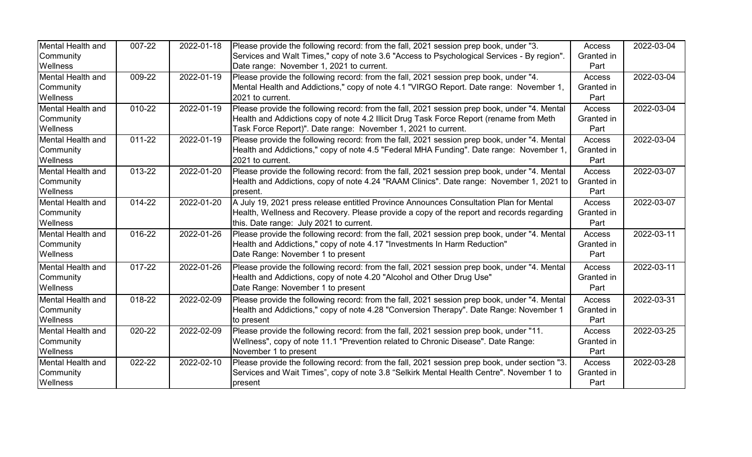| | | | | | |
|---|---|---|---|---|---|
| Mental Health and Community Wellness | 007-22 | 2022-01-18 | Please provide the following record: from the fall, 2021 session prep book, under "3. Services and Walt Times," copy of note 3.6 "Access to Psychological Services - By region". Date range: November 1, 2021 to current. | Access Granted in Part | 2022-03-04 |
| Mental Health and Community Wellness | 009-22 | 2022-01-19 | Please provide the following record: from the fall, 2021 session prep book, under "4. Mental Health and Addictions," copy of note 4.1 "VIRGO Report. Date range: November 1, 2021 to current. | Access Granted in Part | 2022-03-04 |
| Mental Health and Community Wellness | 010-22 | 2022-01-19 | Please provide the following record: from the fall, 2021 session prep book, under "4. Mental Health and Addictions copy of note 4.2 Illicit Drug Task Force Report (rename from Meth Task Force Report)". Date range: November 1, 2021 to current. | Access Granted in Part | 2022-03-04 |
| Mental Health and Community Wellness | 011-22 | 2022-01-19 | Please provide the following record: from the fall, 2021 session prep book, under "4. Mental Health and Addictions," copy of note 4.5 "Federal MHA Funding". Date range: November 1, 2021 to current. | Access Granted in Part | 2022-03-04 |
| Mental Health and Community Wellness | 013-22 | 2022-01-20 | Please provide the following record: from the fall, 2021 session prep book, under "4. Mental Health and Addictions, copy of note 4.24 "RAAM Clinics". Date range: November 1, 2021 to present. | Access Granted in Part | 2022-03-07 |
| Mental Health and Community Wellness | 014-22 | 2022-01-20 | A July 19, 2021 press release entitled Province Announces Consultation Plan for Mental Health, Wellness and Recovery. Please provide a copy of the report and records regarding this. Date range: July 2021 to current. | Access Granted in Part | 2022-03-07 |
| Mental Health and Community Wellness | 016-22 | 2022-01-26 | Please provide the following record: from the fall, 2021 session prep book, under "4. Mental Health and Addictions," copy of note 4.17 "Investments In Harm Reduction" Date Range: November 1 to present | Access Granted in Part | 2022-03-11 |
| Mental Health and Community Wellness | 017-22 | 2022-01-26 | Please provide the following record: from the fall, 2021 session prep book, under "4. Mental Health and Addictions, copy of note 4.20 "Alcohol and Other Drug Use" Date Range: November 1 to present | Access Granted in Part | 2022-03-11 |
| Mental Health and Community Wellness | 018-22 | 2022-02-09 | Please provide the following record: from the fall, 2021 session prep book, under "4. Mental Health and Addictions," copy of note 4.28 "Conversion Therapy". Date Range: November 1 to present | Access Granted in Part | 2022-03-31 |
| Mental Health and Community Wellness | 020-22 | 2022-02-09 | Please provide the following record: from the fall, 2021 session prep book, under "11. Wellness", copy of note 11.1 "Prevention related to Chronic Disease". Date Range: November 1 to present | Access Granted in Part | 2022-03-25 |
| Mental Health and Community Wellness | 022-22 | 2022-02-10 | Please provide the following record: from the fall, 2021 session prep book, under section "3. Services and Wait Times", copy of note 3.8 "Selkirk Mental Health Centre". November 1 to present | Access Granted in Part | 2022-03-28 |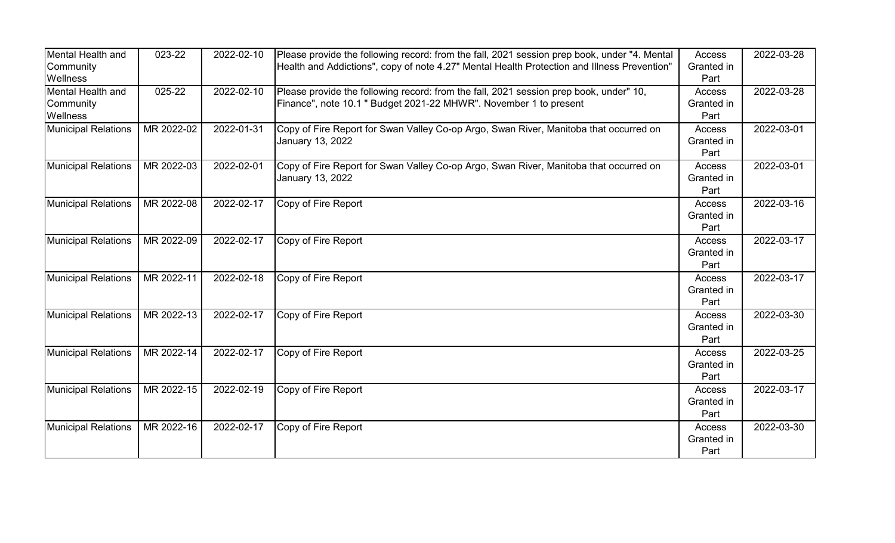| Mental Health and Community Wellness | 023-22 | 2022-02-10 | Please provide the following record: from the fall, 2021 session prep book, under "4. Mental Health and Addictions", copy of note 4.27" Mental Health Protection and Illness Prevention" | Access Granted in Part | 2022-03-28 |
|---|---|---|---|---|---|
| Mental Health and Community Wellness | 025-22 | 2022-02-10 | Please provide the following record: from the fall, 2021 session prep book, under" 10, Finance", note 10.1 " Budget 2021-22 MHWR". November 1 to present | Access Granted in Part | 2022-03-28 |
| Municipal Relations | MR 2022-02 | 2022-01-31 | Copy of Fire Report for Swan Valley Co-op Argo, Swan River, Manitoba that occurred on January 13, 2022 | Access Granted in Part | 2022-03-01 |
| Municipal Relations | MR 2022-03 | 2022-02-01 | Copy of Fire Report for Swan Valley Co-op Argo, Swan River, Manitoba that occurred on January 13, 2022 | Access Granted in Part | 2022-03-01 |
| Municipal Relations | MR 2022-08 | 2022-02-17 | Copy of Fire Report | Access Granted in Part | 2022-03-16 |
| Municipal Relations | MR 2022-09 | 2022-02-17 | Copy of Fire Report | Access Granted in Part | 2022-03-17 |
| Municipal Relations | MR 2022-11 | 2022-02-18 | Copy of Fire Report | Access Granted in Part | 2022-03-17 |
| Municipal Relations | MR 2022-13 | 2022-02-17 | Copy of Fire Report | Access Granted in Part | 2022-03-30 |
| Municipal Relations | MR 2022-14 | 2022-02-17 | Copy of Fire Report | Access Granted in Part | 2022-03-25 |
| Municipal Relations | MR 2022-15 | 2022-02-19 | Copy of Fire Report | Access Granted in Part | 2022-03-17 |
| Municipal Relations | MR 2022-16 | 2022-02-17 | Copy of Fire Report | Access Granted in Part | 2022-03-30 |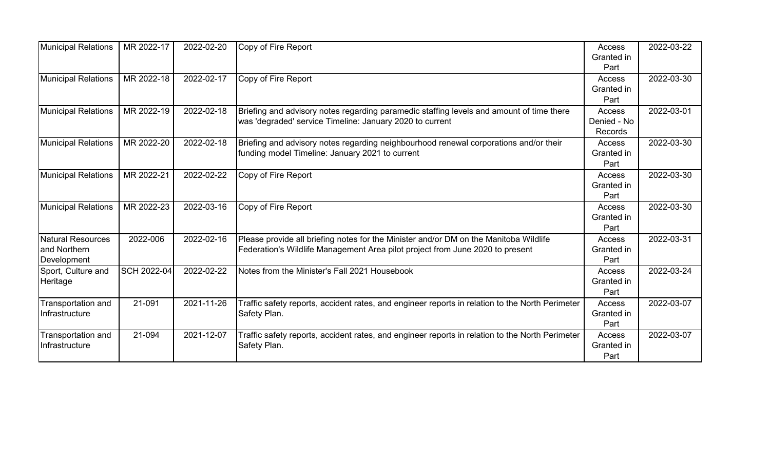| | | | | | |
|---|---|---|---|---|---|
| Municipal Relations | MR 2022-17 | 2022-02-20 | Copy of Fire Report | Access Granted in Part | 2022-03-22 |
| Municipal Relations | MR 2022-18 | 2022-02-17 | Copy of Fire Report | Access Granted in Part | 2022-03-30 |
| Municipal Relations | MR 2022-19 | 2022-02-18 | Briefing and advisory notes regarding paramedic staffing levels and amount of time there was 'degraded' service Timeline: January 2020 to current | Access Denied - No Records | 2022-03-01 |
| Municipal Relations | MR 2022-20 | 2022-02-18 | Briefing and advisory notes regarding neighbourhood renewal corporations and/or their funding model Timeline: January 2021 to current | Access Granted in Part | 2022-03-30 |
| Municipal Relations | MR 2022-21 | 2022-02-22 | Copy of Fire Report | Access Granted in Part | 2022-03-30 |
| Municipal Relations | MR 2022-23 | 2022-03-16 | Copy of Fire Report | Access Granted in Part | 2022-03-30 |
| Natural Resources and Northern Development | 2022-006 | 2022-02-16 | Please provide all briefing notes for the Minister and/or DM on the Manitoba Wildlife Federation's Wildlife Management Area pilot project from June 2020 to present | Access Granted in Part | 2022-03-31 |
| Sport, Culture and Heritage | SCH 2022-04 | 2022-02-22 | Notes from the Minister's Fall 2021 Housebook | Access Granted in Part | 2022-03-24 |
| Transportation and Infrastructure | 21-091 | 2021-11-26 | Traffic safety reports, accident rates, and engineer reports in relation to the North Perimeter Safety Plan. | Access Granted in Part | 2022-03-07 |
| Transportation and Infrastructure | 21-094 | 2021-12-07 | Traffic safety reports, accident rates, and engineer reports in relation to the North Perimeter Safety Plan. | Access Granted in Part | 2022-03-07 |